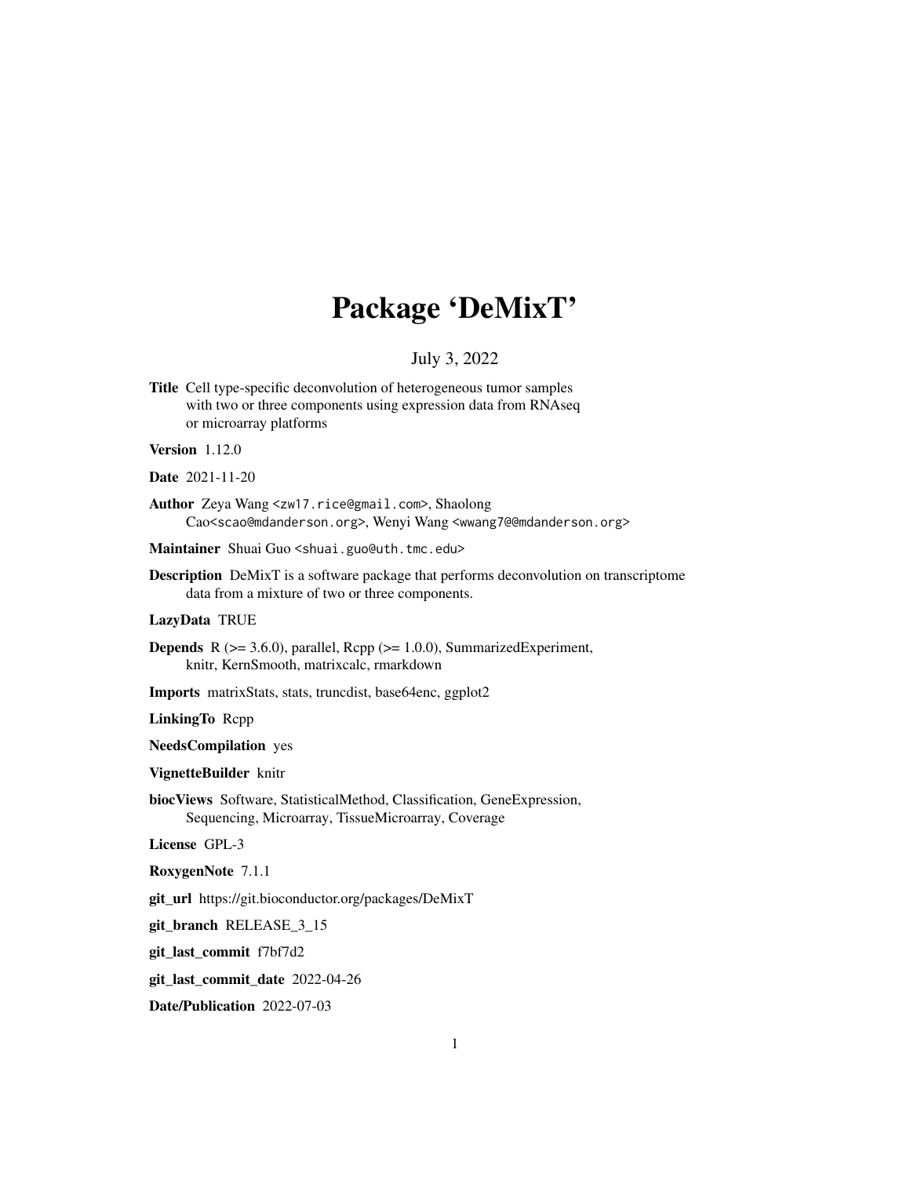# Package 'DeMixT'

July 3, 2022

**Title** Cell type-specific deconvolution of heterogeneous tumor samples with two or three components using expression data from RNAseq or microarray platforms

**Version** 1.12.0

**Date** 2021-11-20

**Author** Zeya Wang <zw17.rice@gmail.com>, Shaolong Cao<scao@mdanderson.org>, Wenyi Wang <wwang7@@mdanderson.org>

**Maintainer** Shuai Guo <shuai.guo@uth.tmc.edu>

**Description** DeMixT is a software package that performs deconvolution on transcriptome data from a mixture of two or three components.

**LazyData** TRUE

**Depends** R (>= 3.6.0), parallel, Rcpp (>= 1.0.0), SummarizedExperiment, knitr, KernSmooth, matrixcalc, rmarkdown

**Imports** matrixStats, stats, truncdist, base64enc, ggplot2

**LinkingTo** Rcpp

**NeedsCompilation** yes

**VignetteBuilder** knitr

**biocViews** Software, StatisticalMethod, Classification, GeneExpression, Sequencing, Microarray, TissueMicroarray, Coverage

**License** GPL-3

**RoxygenNote** 7.1.1

**git_url** https://git.bioconductor.org/packages/DeMixT

**git_branch** RELEASE_3_15

**git_last_commit** f7bf7d2

**git_last_commit_date** 2022-04-26

**Date/Publication** 2022-07-03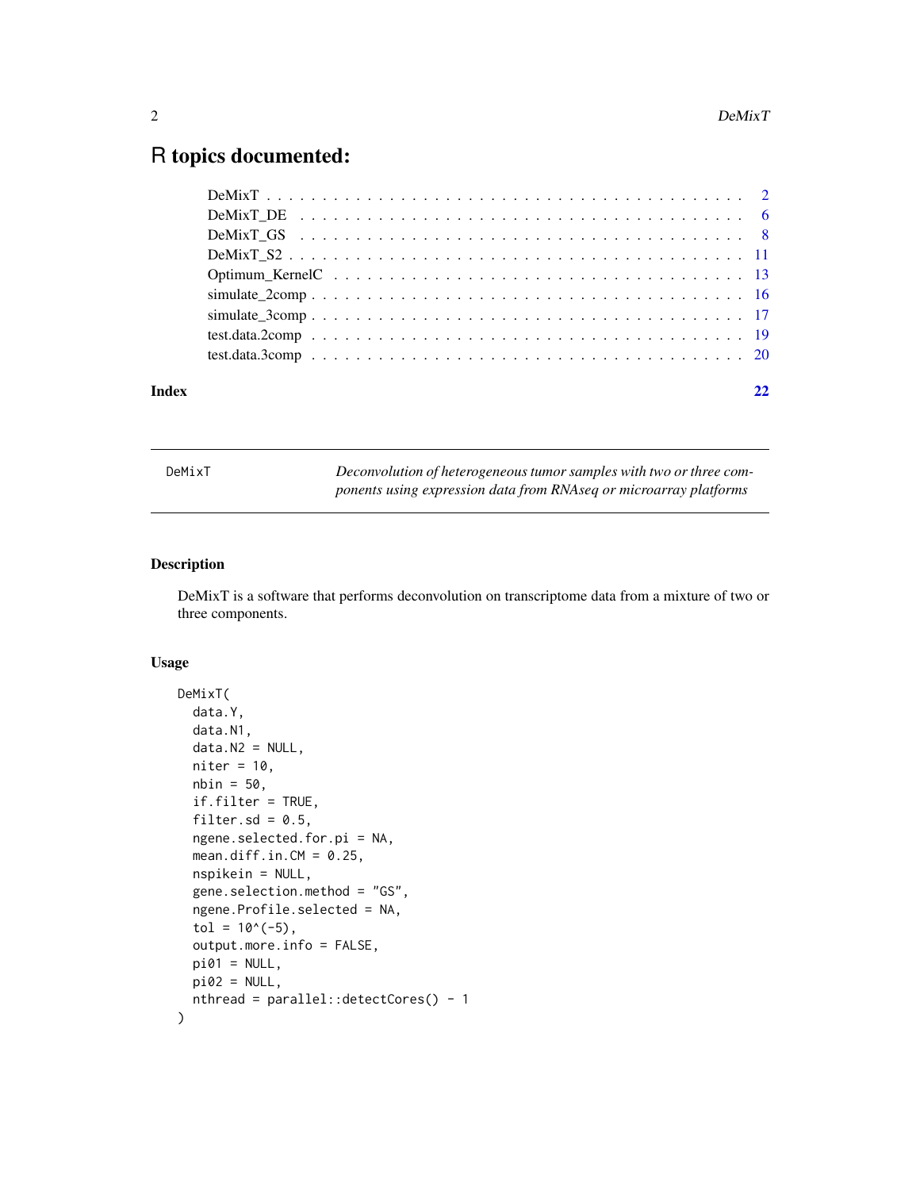# R topics documented:

| | |
|---|---|
| DeMixT | 2 |
| DeMixT_DE | 6 |
| DeMixT_GS | 8 |
| DeMixT_S2 | 11 |
| Optimum_KernelC | 13 |
| simulate_2comp | 16 |
| simulate_3comp | 17 |
| test.data.2comp | 19 |
| test.data.3comp | 20 |
| **Index** | **22** |

---

DeMixT — *Deconvolution of heterogeneous tumor samples with two or three components using expression data from RNAseq or microarray platforms*

---

## Description

DeMixT is a software that performs deconvolution on transcriptome data from a mixture of two or three components.

## Usage

```
DeMixT(
  data.Y,
  data.N1,
  data.N2 = NULL,
  niter = 10,
  nbin = 50,
  if.filter = TRUE,
  filter.sd = 0.5,
  ngene.selected.for.pi = NA,
  mean.diff.in.CM = 0.25,
  nspikein = NULL,
  gene.selection.method = "GS",
  ngene.Profile.selected = NA,
  tol = 10^(-5),
  output.more.info = FALSE,
  pi01 = NULL,
  pi02 = NULL,
  nthread = parallel::detectCores() - 1
)
```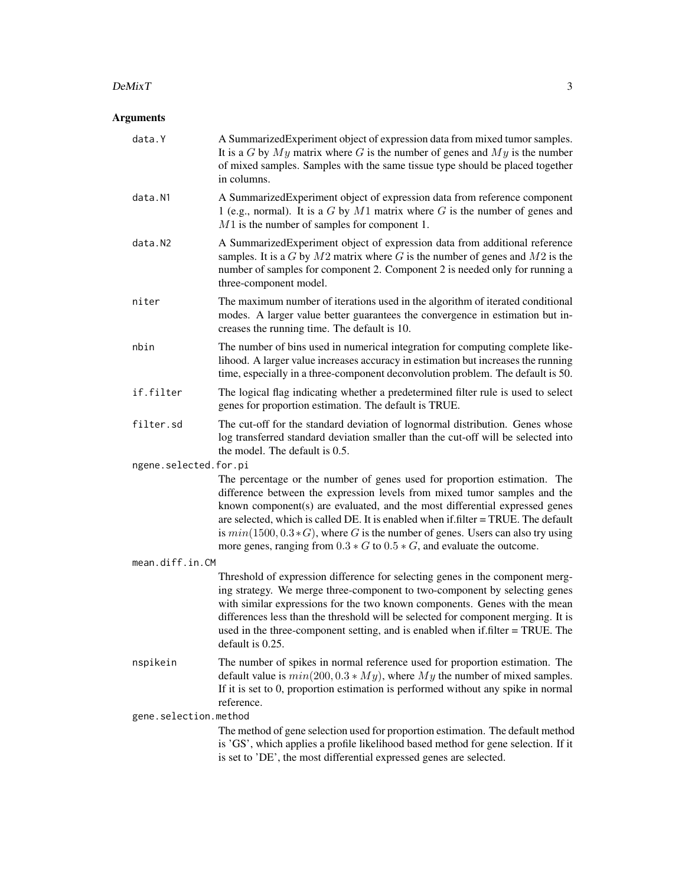## Arguments

**data.Y**
A SummarizedExperiment object of expression data from mixed tumor samples. It is a $G$ by $My$ matrix where $G$ is the number of genes and $My$ is the number of mixed samples. Samples with the same tissue type should be placed together in columns.

**data.N1**
A SummarizedExperiment object of expression data from reference component 1 (e.g., normal). It is a $G$ by $M1$ matrix where $G$ is the number of genes and $M1$ is the number of samples for component 1.

**data.N2**
A SummarizedExperiment object of expression data from additional reference samples. It is a $G$ by $M2$ matrix where $G$ is the number of genes and $M2$ is the number of samples for component 2. Component 2 is needed only for running a three-component model.

**niter**
The maximum number of iterations used in the algorithm of iterated conditional modes. A larger value better guarantees the convergence in estimation but increases the running time. The default is 10.

**nbin**
The number of bins used in numerical integration for computing complete likelihood. A larger value increases accuracy in estimation but increases the running time, especially in a three-component deconvolution problem. The default is 50.

**if.filter**
The logical flag indicating whether a predetermined filter rule is used to select genes for proportion estimation. The default is TRUE.

**filter.sd**
The cut-off for the standard deviation of lognormal distribution. Genes whose log transferred standard deviation smaller than the cut-off will be selected into the model. The default is 0.5.

**ngene.selected.for.pi**
The percentage or the number of genes used for proportion estimation. The difference between the expression levels from mixed tumor samples and the known component(s) are evaluated, and the most differential expressed genes are selected, which is called DE. It is enabled when if.filter = TRUE. The default is $min(1500, 0.3 * G)$, where $G$ is the number of genes. Users can also try using more genes, ranging from $0.3 * G$ to $0.5 * G$, and evaluate the outcome.

**mean.diff.in.CM**
Threshold of expression difference for selecting genes in the component merging strategy. We merge three-component to two-component by selecting genes with similar expressions for the two known components. Genes with the mean differences less than the threshold will be selected for component merging. It is used in the three-component setting, and is enabled when if.filter = TRUE. The default is 0.25.

**nspikein**
The number of spikes in normal reference used for proportion estimation. The default value is $min(200, 0.3 * My)$, where $My$ the number of mixed samples. If it is set to 0, proportion estimation is performed without any spike in normal reference.

**gene.selection.method**
The method of gene selection used for proportion estimation. The default method is 'GS', which applies a profile likelihood based method for gene selection. If it is set to 'DE', the most differential expressed genes are selected.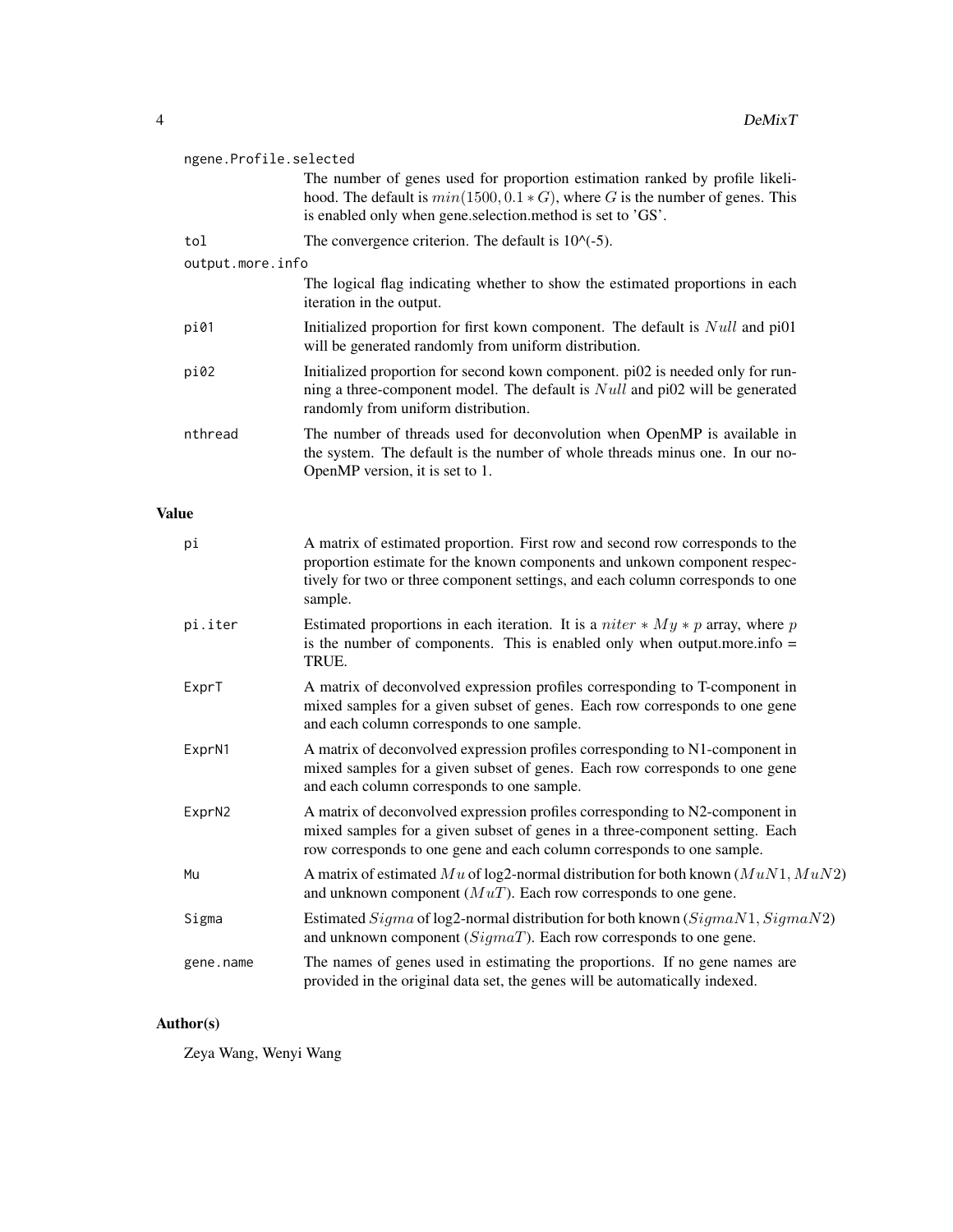ngene.Profile.selected
: The number of genes used for proportion estimation ranked by profile likelihood. The default is $min(1500, 0.1 * G)$, where $G$ is the number of genes. This is enabled only when gene.selection.method is set to 'GS'.

tol
: The convergence criterion. The default is 10^(-5).

output.more.info
: The logical flag indicating whether to show the estimated proportions in each iteration in the output.

pi01
: Initialized proportion for first kown component. The default is $Null$ and pi01 will be generated randomly from uniform distribution.

pi02
: Initialized proportion for second kown component. pi02 is needed only for running a three-component model. The default is $Null$ and pi02 will be generated randomly from uniform distribution.

nthread
: The number of threads used for deconvolution when OpenMP is available in the system. The default is the number of whole threads minus one. In our no-OpenMP version, it is set to 1.

## Value

pi
: A matrix of estimated proportion. First row and second row corresponds to the proportion estimate for the known components and unkown component respectively for two or three component settings, and each column corresponds to one sample.

pi.iter
: Estimated proportions in each iteration. It is a $niter * My * p$ array, where $p$ is the number of components. This is enabled only when output.more.info = TRUE.

ExprT
: A matrix of deconvolved expression profiles corresponding to T-component in mixed samples for a given subset of genes. Each row corresponds to one gene and each column corresponds to one sample.

ExprN1
: A matrix of deconvolved expression profiles corresponding to N1-component in mixed samples for a given subset of genes. Each row corresponds to one gene and each column corresponds to one sample.

ExprN2
: A matrix of deconvolved expression profiles corresponding to N2-component in mixed samples for a given subset of genes in a three-component setting. Each row corresponds to one gene and each column corresponds to one sample.

Mu
: A matrix of estimated $Mu$ of log2-normal distribution for both known ($MuN1$, $MuN2$) and unknown component ($MuT$). Each row corresponds to one gene.

Sigma
: Estimated $Sigma$ of log2-normal distribution for both known ($SigmaN1$, $SigmaN2$) and unknown component ($SigmaT$). Each row corresponds to one gene.

gene.name
: The names of genes used in estimating the proportions. If no gene names are provided in the original data set, the genes will be automatically indexed.

## Author(s)

Zeya Wang, Wenyi Wang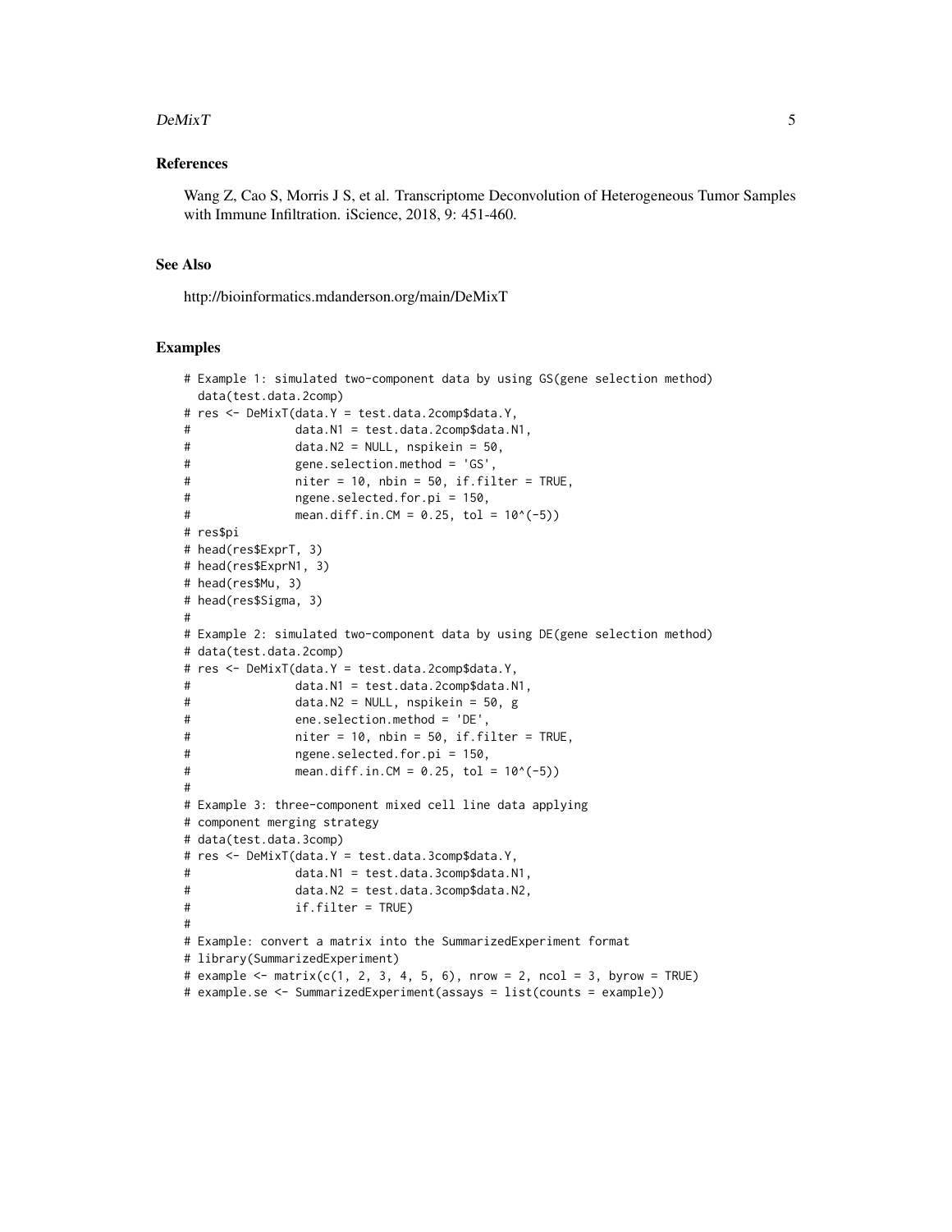## References

Wang Z, Cao S, Morris J S, et al. Transcriptome Deconvolution of Heterogeneous Tumor Samples with Immune Infiltration. iScience, 2018, 9: 451-460.

## See Also

http://bioinformatics.mdanderson.org/main/DeMixT

## Examples

```
# Example 1: simulated two-component data by using GS(gene selection method)
  data(test.data.2comp)
# res <- DeMixT(data.Y = test.data.2comp$data.Y,
#               data.N1 = test.data.2comp$data.N1,
#               data.N2 = NULL, nspikein = 50,
#               gene.selection.method = 'GS',
#               niter = 10, nbin = 50, if.filter = TRUE,
#               ngene.selected.for.pi = 150,
#               mean.diff.in.CM = 0.25, tol = 10^(-5))
# res$pi
# head(res$ExprT, 3)
# head(res$ExprN1, 3)
# head(res$Mu, 3)
# head(res$Sigma, 3)
#
# Example 2: simulated two-component data by using DE(gene selection method)
# data(test.data.2comp)
# res <- DeMixT(data.Y = test.data.2comp$data.Y,
#               data.N1 = test.data.2comp$data.N1,
#               data.N2 = NULL, nspikein = 50, g
#               ene.selection.method = 'DE',
#               niter = 10, nbin = 50, if.filter = TRUE,
#               ngene.selected.for.pi = 150,
#               mean.diff.in.CM = 0.25, tol = 10^(-5))
#
# Example 3: three-component mixed cell line data applying
# component merging strategy
# data(test.data.3comp)
# res <- DeMixT(data.Y = test.data.3comp$data.Y,
#               data.N1 = test.data.3comp$data.N1,
#               data.N2 = test.data.3comp$data.N2,
#               if.filter = TRUE)
#
# Example: convert a matrix into the SummarizedExperiment format
# library(SummarizedExperiment)
# example <- matrix(c(1, 2, 3, 4, 5, 6), nrow = 2, ncol = 3, byrow = TRUE)
# example.se <- SummarizedExperiment(assays = list(counts = example))
```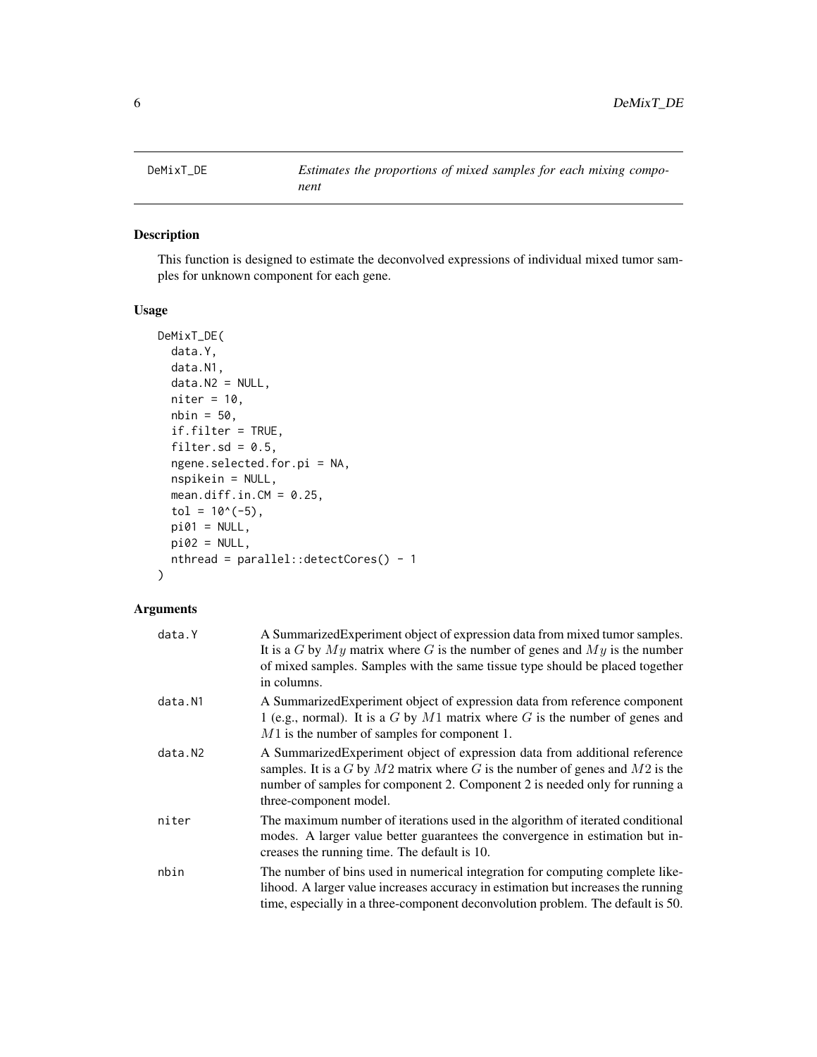# DeMixT_DE

*Estimates the proportions of mixed samples for each mixing component*

## Description

This function is designed to estimate the deconvolved expressions of individual mixed tumor samples for unknown component for each gene.

## Usage

```
DeMixT_DE(
  data.Y,
  data.N1,
  data.N2 = NULL,
  niter = 10,
  nbin = 50,
  if.filter = TRUE,
  filter.sd = 0.5,
  ngene.selected.for.pi = NA,
  nspikein = NULL,
  mean.diff.in.CM = 0.25,
  tol = 10^(-5),
  pi01 = NULL,
  pi02 = NULL,
  nthread = parallel::detectCores() - 1
)
```

## Arguments

| | |
|---|---|
| data.Y | A SummarizedExperiment object of expression data from mixed tumor samples. It is a $G$ by $My$ matrix where $G$ is the number of genes and $My$ is the number of mixed samples. Samples with the same tissue type should be placed together in columns. |
| data.N1 | A SummarizedExperiment object of expression data from reference component 1 (e.g., normal). It is a $G$ by $M1$ matrix where $G$ is the number of genes and $M1$ is the number of samples for component 1. |
| data.N2 | A SummarizedExperiment object of expression data from additional reference samples. It is a $G$ by $M2$ matrix where $G$ is the number of genes and $M2$ is the number of samples for component 2. Component 2 is needed only for running a three-component model. |
| niter | The maximum number of iterations used in the algorithm of iterated conditional modes. A larger value better guarantees the convergence in estimation but increases the running time. The default is 10. |
| nbin | The number of bins used in numerical integration for computing complete likelihood. A larger value increases accuracy in estimation but increases the running time, especially in a three-component deconvolution problem. The default is 50. |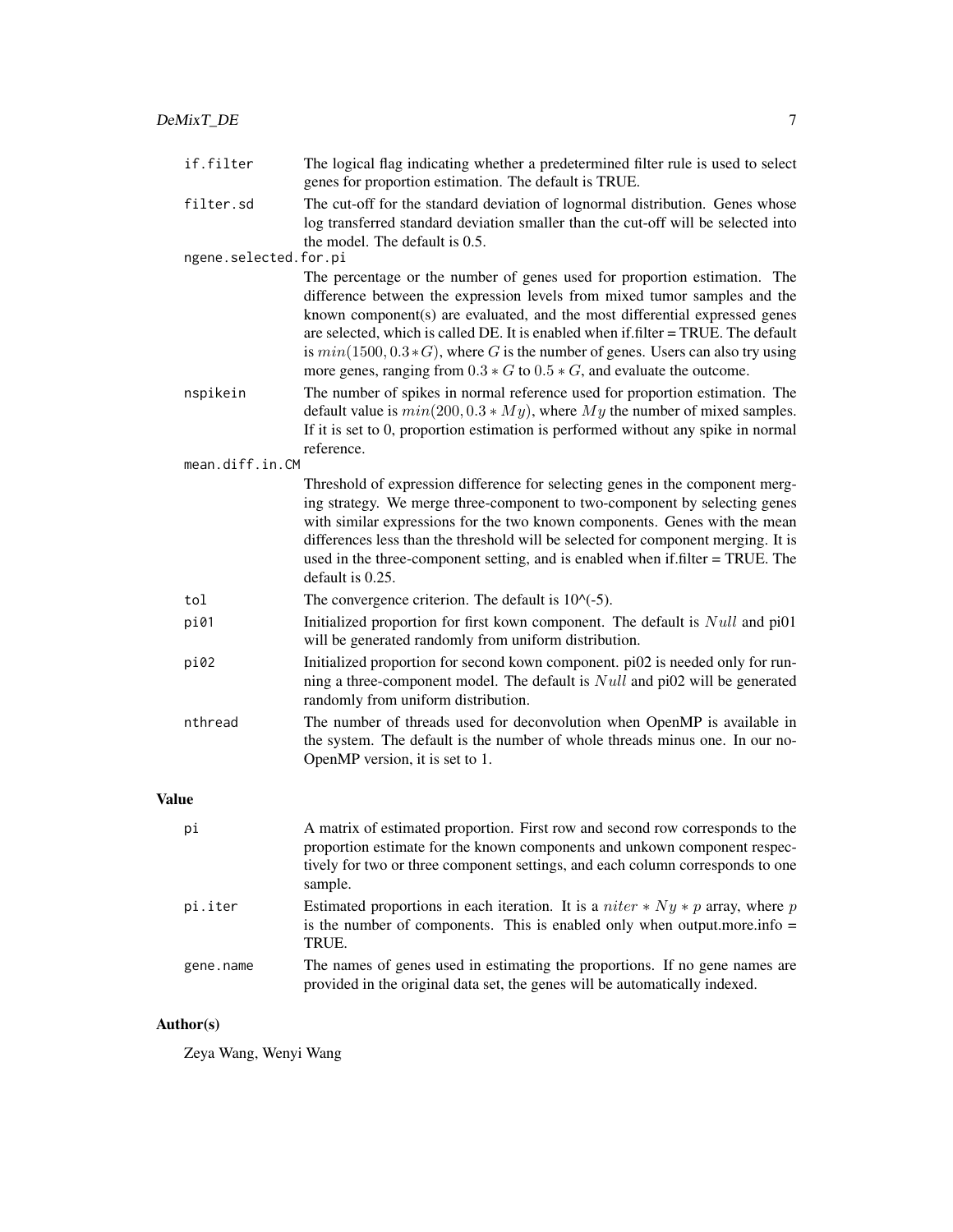| | |
|---|---|
| `if.filter` | The logical flag indicating whether a predetermined filter rule is used to select genes for proportion estimation. The default is TRUE. |
| `filter.sd` | The cut-off for the standard deviation of lognormal distribution. Genes whose log transferred standard deviation smaller than the cut-off will be selected into the model. The default is 0.5. |
| `ngene.selected.for.pi` | The percentage or the number of genes used for proportion estimation. The difference between the expression levels from mixed tumor samples and the known component(s) are evaluated, and the most differential expressed genes are selected, which is called DE. It is enabled when if.filter = TRUE. The default is $min(1500, 0.3 * G)$, where $G$ is the number of genes. Users can also try using more genes, ranging from $0.3 * G$ to $0.5 * G$, and evaluate the outcome. |
| `nspikein` | The number of spikes in normal reference used for proportion estimation. The default value is $min(200, 0.3 * My)$, where $My$ the number of mixed samples. If it is set to 0, proportion estimation is performed without any spike in normal reference. |
| `mean.diff.in.CM` | Threshold of expression difference for selecting genes in the component merging strategy. We merge three-component to two-component by selecting genes with similar expressions for the two known components. Genes with the mean differences less than the threshold will be selected for component merging. It is used in the three-component setting, and is enabled when if.filter = TRUE. The default is 0.25. |
| `tol` | The convergence criterion. The default is 10^(-5). |
| `pi01` | Initialized proportion for first kown component. The default is $Null$ and pi01 will be generated randomly from uniform distribution. |
| `pi02` | Initialized proportion for second kown component. pi02 is needed only for running a three-component model. The default is $Null$ and pi02 will be generated randomly from uniform distribution. |
| `nthread` | The number of threads used for deconvolution when OpenMP is available in the system. The default is the number of whole threads minus one. In our no-OpenMP version, it is set to 1. |

## Value

| | |
|---|---|
| `pi` | A matrix of estimated proportion. First row and second row corresponds to the proportion estimate for the known components and unkown component respectively for two or three component settings, and each column corresponds to one sample. |
| `pi.iter` | Estimated proportions in each iteration. It is a $niter * Ny * p$ array, where $p$ is the number of components. This is enabled only when output.more.info = TRUE. |
| `gene.name` | The names of genes used in estimating the proportions. If no gene names are provided in the original data set, the genes will be automatically indexed. |

## Author(s)

Zeya Wang, Wenyi Wang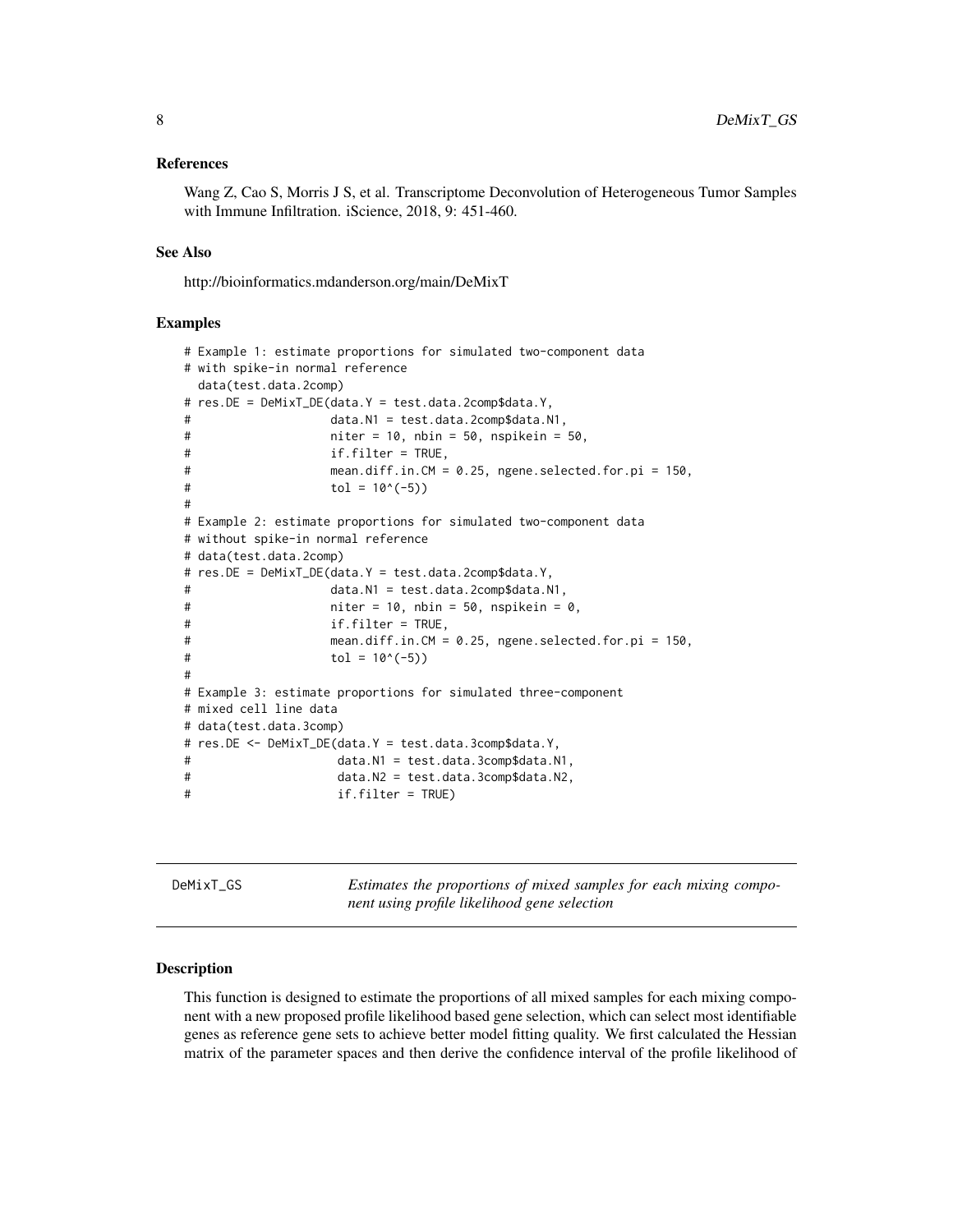### References

Wang Z, Cao S, Morris J S, et al. Transcriptome Deconvolution of Heterogeneous Tumor Samples with Immune Infiltration. iScience, 2018, 9: 451-460.

### See Also

http://bioinformatics.mdanderson.org/main/DeMixT

### Examples

```
# Example 1: estimate proportions for simulated two-component data
# with spike-in normal reference
  data(test.data.2comp)
# res.DE = DeMixT_DE(data.Y = test.data.2comp$data.Y,
#                   data.N1 = test.data.2comp$data.N1,
#                   niter = 10, nbin = 50, nspikein = 50,
#                   if.filter = TRUE,
#                   mean.diff.in.CM = 0.25, ngene.selected.for.pi = 150,
#                   tol = 10^(-5))
#
# Example 2: estimate proportions for simulated two-component data
# without spike-in normal reference
# data(test.data.2comp)
# res.DE = DeMixT_DE(data.Y = test.data.2comp$data.Y,
#                   data.N1 = test.data.2comp$data.N1,
#                   niter = 10, nbin = 50, nspikein = 0,
#                   if.filter = TRUE,
#                   mean.diff.in.CM = 0.25, ngene.selected.for.pi = 150,
#                   tol = 10^(-5))
#
# Example 3: estimate proportions for simulated three-component
# mixed cell line data
# data(test.data.3comp)
# res.DE <- DeMixT_DE(data.Y = test.data.3comp$data.Y,
#                    data.N1 = test.data.3comp$data.N1,
#                    data.N2 = test.data.3comp$data.N2,
#                    if.filter = TRUE)
```

---

## DeMixT_GS — *Estimates the proportions of mixed samples for each mixing component using profile likelihood gene selection*

---

### Description

This function is designed to estimate the proportions of all mixed samples for each mixing component with a new proposed profile likelihood based gene selection, which can select most identifiable genes as reference gene sets to achieve better model fitting quality. We first calculated the Hessian matrix of the parameter spaces and then derive the confidence interval of the profile likelihood of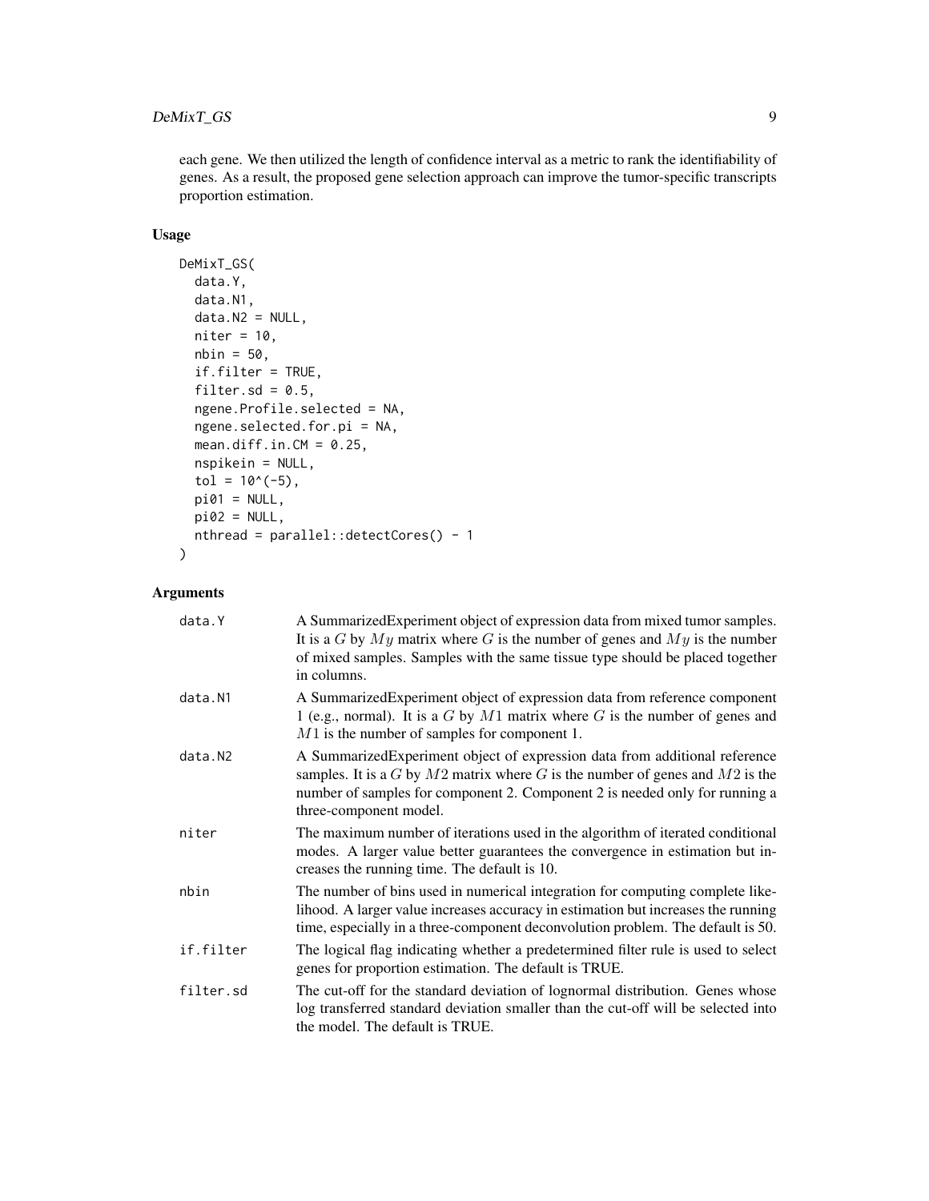each gene. We then utilized the length of confidence interval as a metric to rank the identifiability of genes. As a result, the proposed gene selection approach can improve the tumor-specific transcripts proportion estimation.

## Usage

```
DeMixT_GS(
  data.Y,
  data.N1,
  data.N2 = NULL,
  niter = 10,
  nbin = 50,
  if.filter = TRUE,
  filter.sd = 0.5,
  ngene.Profile.selected = NA,
  ngene.selected.for.pi = NA,
  mean.diff.in.CM = 0.25,
  nspikein = NULL,
  tol = 10^(-5),
  pi01 = NULL,
  pi02 = NULL,
  nthread = parallel::detectCores() - 1
)
```

## Arguments

| | |
|---|---|
| `data.Y` | A SummarizedExperiment object of expression data from mixed tumor samples. It is a $G$ by $My$ matrix where $G$ is the number of genes and $My$ is the number of mixed samples. Samples with the same tissue type should be placed together in columns. |
| `data.N1` | A SummarizedExperiment object of expression data from reference component 1 (e.g., normal). It is a $G$ by $M1$ matrix where $G$ is the number of genes and $M1$ is the number of samples for component 1. |
| `data.N2` | A SummarizedExperiment object of expression data from additional reference samples. It is a $G$ by $M2$ matrix where $G$ is the number of genes and $M2$ is the number of samples for component 2. Component 2 is needed only for running a three-component model. |
| `niter` | The maximum number of iterations used in the algorithm of iterated conditional modes. A larger value better guarantees the convergence in estimation but increases the running time. The default is 10. |
| `nbin` | The number of bins used in numerical integration for computing complete likelihood. A larger value increases accuracy in estimation but increases the running time, especially in a three-component deconvolution problem. The default is 50. |
| `if.filter` | The logical flag indicating whether a predetermined filter rule is used to select genes for proportion estimation. The default is TRUE. |
| `filter.sd` | The cut-off for the standard deviation of lognormal distribution. Genes whose log transferred standard deviation smaller than the cut-off will be selected into the model. The default is TRUE. |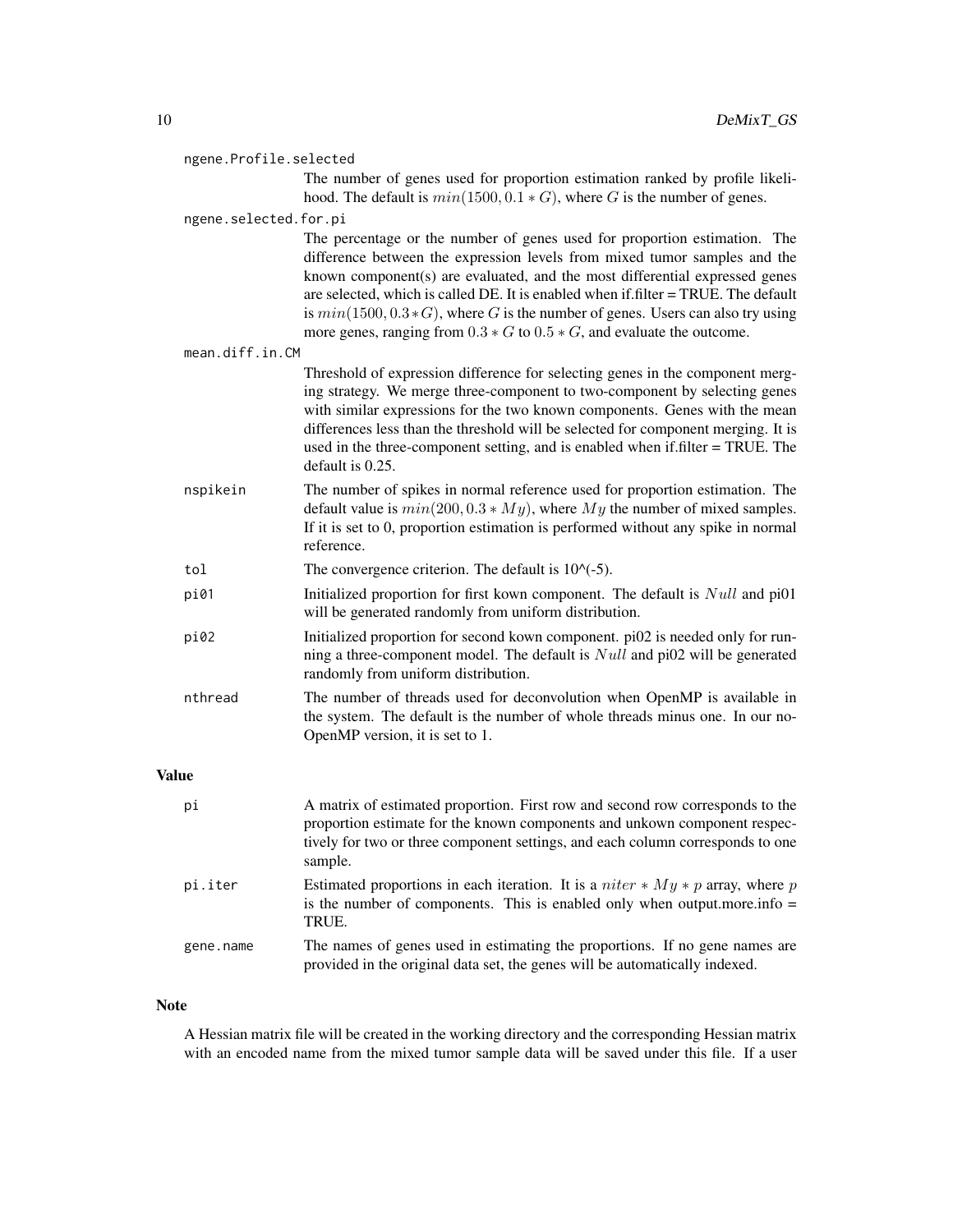`ngene.Profile.selected`
: The number of genes used for proportion estimation ranked by profile likelihood. The default is $min(1500, 0.1 * G)$, where $G$ is the number of genes.

`ngene.selected.for.pi`
: The percentage or the number of genes used for proportion estimation. The difference between the expression levels from mixed tumor samples and the known component(s) are evaluated, and the most differential expressed genes are selected, which is called DE. It is enabled when if.filter = TRUE. The default is $min(1500, 0.3 * G)$, where $G$ is the number of genes. Users can also try using more genes, ranging from $0.3 * G$ to $0.5 * G$, and evaluate the outcome.

`mean.diff.in.CM`
: Threshold of expression difference for selecting genes in the component merging strategy. We merge three-component to two-component by selecting genes with similar expressions for the two known components. Genes with the mean differences less than the threshold will be selected for component merging. It is used in the three-component setting, and is enabled when if.filter = TRUE. The default is 0.25.

`nspikein`
: The number of spikes in normal reference used for proportion estimation. The default value is $min(200, 0.3 * My)$, where $My$ the number of mixed samples. If it is set to 0, proportion estimation is performed without any spike in normal reference.

`tol`
: The convergence criterion. The default is 10^(-5).

`pi01`
: Initialized proportion for first kown component. The default is $Null$ and pi01 will be generated randomly from uniform distribution.

`pi02`
: Initialized proportion for second kown component. pi02 is needed only for running a three-component model. The default is $Null$ and pi02 will be generated randomly from uniform distribution.

`nthread`
: The number of threads used for deconvolution when OpenMP is available in the system. The default is the number of whole threads minus one. In our no-OpenMP version, it is set to 1.

## Value

`pi`
: A matrix of estimated proportion. First row and second row corresponds to the proportion estimate for the known components and unkown component respectively for two or three component settings, and each column corresponds to one sample.

`pi.iter`
: Estimated proportions in each iteration. It is a $niter * My * p$ array, where $p$ is the number of components. This is enabled only when output.more.info = TRUE.

`gene.name`
: The names of genes used in estimating the proportions. If no gene names are provided in the original data set, the genes will be automatically indexed.

## Note

A Hessian matrix file will be created in the working directory and the corresponding Hessian matrix with an encoded name from the mixed tumor sample data will be saved under this file. If a user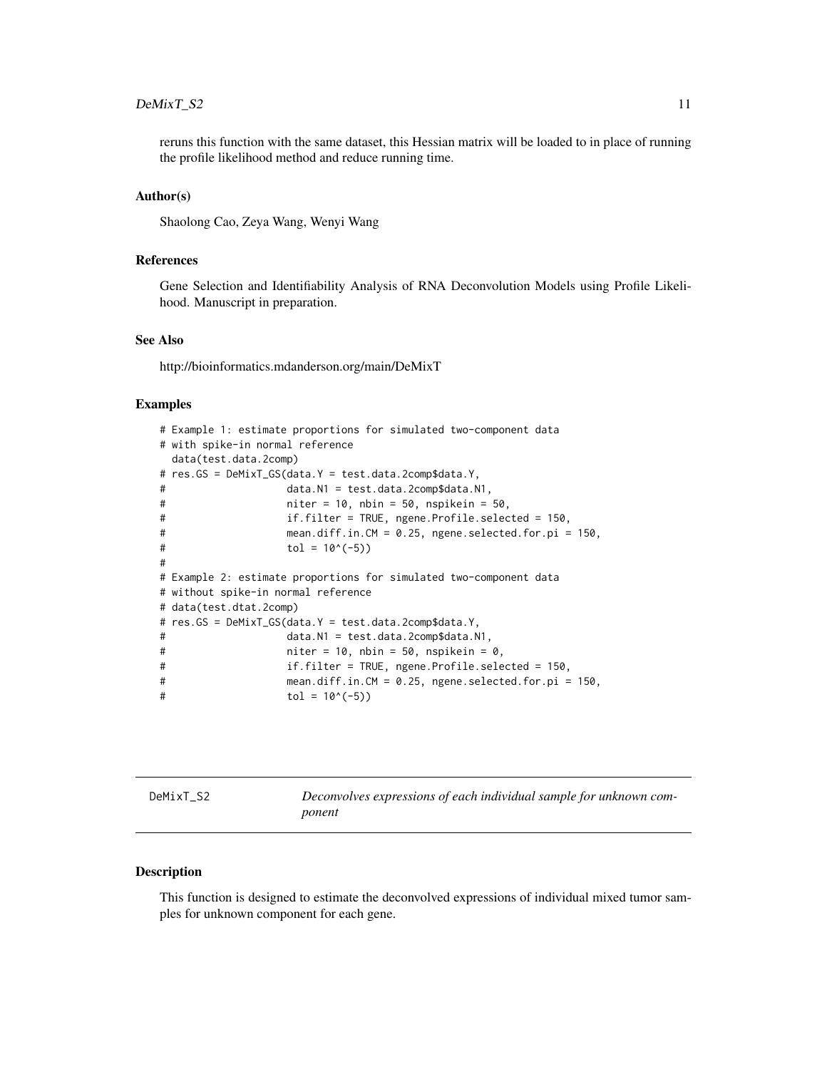reruns this function with the same dataset, this Hessian matrix will be loaded to in place of running the profile likelihood method and reduce running time.

### Author(s)

Shaolong Cao, Zeya Wang, Wenyi Wang

### References

Gene Selection and Identifiability Analysis of RNA Deconvolution Models using Profile Likelihood. Manuscript in preparation.

### See Also

http://bioinformatics.mdanderson.org/main/DeMixT

### Examples

```
# Example 1: estimate proportions for simulated two-component data
# with spike-in normal reference
  data(test.data.2comp)
# res.GS = DeMixT_GS(data.Y = test.data.2comp$data.Y,
#                    data.N1 = test.data.2comp$data.N1,
#                    niter = 10, nbin = 50, nspikein = 50,
#                    if.filter = TRUE, ngene.Profile.selected = 150,
#                    mean.diff.in.CM = 0.25, ngene.selected.for.pi = 150,
#                    tol = 10^(-5))
#
# Example 2: estimate proportions for simulated two-component data
# without spike-in normal reference
# data(test.dtat.2comp)
# res.GS = DeMixT_GS(data.Y = test.data.2comp$data.Y,
#                    data.N1 = test.data.2comp$data.N1,
#                    niter = 10, nbin = 50, nspikein = 0,
#                    if.filter = TRUE, ngene.Profile.selected = 150,
#                    mean.diff.in.CM = 0.25, ngene.selected.for.pi = 150,
#                    tol = 10^(-5))
```

---

## DeMixT_S2 — *Deconvolves expressions of each individual sample for unknown component*

### Description

This function is designed to estimate the deconvolved expressions of individual mixed tumor samples for unknown component for each gene.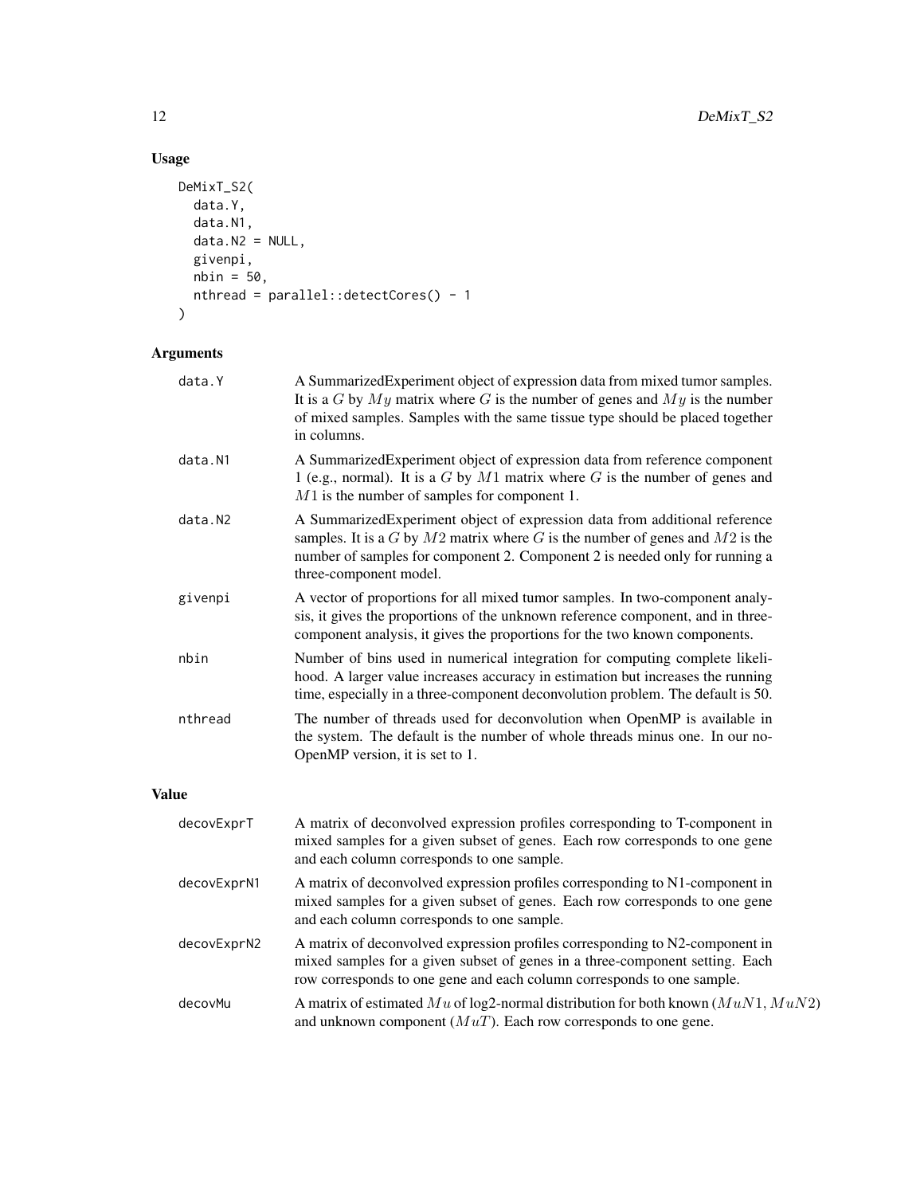## Usage

```
DeMixT_S2(
  data.Y,
  data.N1,
  data.N2 = NULL,
  givenpi,
  nbin = 50,
  nthread = parallel::detectCores() - 1
)
```

## Arguments

| | |
|---|---|
| data.Y | A SummarizedExperiment object of expression data from mixed tumor samples. It is a $G$ by $My$ matrix where $G$ is the number of genes and $My$ is the number of mixed samples. Samples with the same tissue type should be placed together in columns. |
| data.N1 | A SummarizedExperiment object of expression data from reference component 1 (e.g., normal). It is a $G$ by $M1$ matrix where $G$ is the number of genes and $M1$ is the number of samples for component 1. |
| data.N2 | A SummarizedExperiment object of expression data from additional reference samples. It is a $G$ by $M2$ matrix where $G$ is the number of genes and $M2$ is the number of samples for component 2. Component 2 is needed only for running a three-component model. |
| givenpi | A vector of proportions for all mixed tumor samples. In two-component analysis, it gives the proportions of the unknown reference component, and in three-component analysis, it gives the proportions for the two known components. |
| nbin | Number of bins used in numerical integration for computing complete likelihood. A larger value increases accuracy in estimation but increases the running time, especially in a three-component deconvolution problem. The default is 50. |
| nthread | The number of threads used for deconvolution when OpenMP is available in the system. The default is the number of whole threads minus one. In our no-OpenMP version, it is set to 1. |

## Value

| | |
|---|---|
| decovExprT | A matrix of deconvolved expression profiles corresponding to T-component in mixed samples for a given subset of genes. Each row corresponds to one gene and each column corresponds to one sample. |
| decovExprN1 | A matrix of deconvolved expression profiles corresponding to N1-component in mixed samples for a given subset of genes. Each row corresponds to one gene and each column corresponds to one sample. |
| decovExprN2 | A matrix of deconvolved expression profiles corresponding to N2-component in mixed samples for a given subset of genes in a three-component setting. Each row corresponds to one gene and each column corresponds to one sample. |
| decovMu | A matrix of estimated $Mu$ of log2-normal distribution for both known ($MuN1$, $MuN2$) and unknown component ($MuT$). Each row corresponds to one gene. |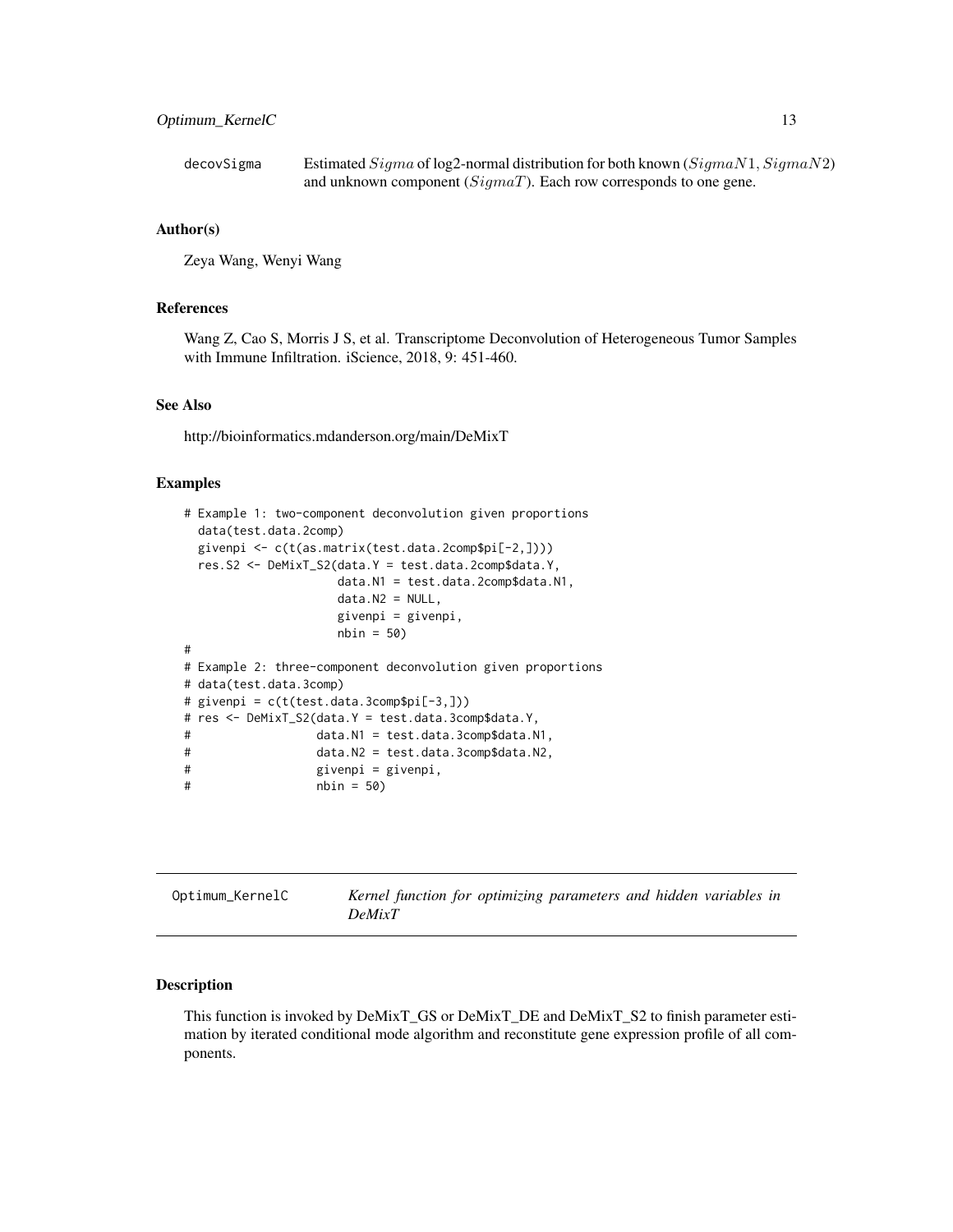decovSigma — Estimated $Sigma$ of log2-normal distribution for both known ($SigmaN1, SigmaN2$) and unknown component ($SigmaT$). Each row corresponds to one gene.

### Author(s)

Zeya Wang, Wenyi Wang

### References

Wang Z, Cao S, Morris J S, et al. Transcriptome Deconvolution of Heterogeneous Tumor Samples with Immune Infiltration. iScience, 2018, 9: 451-460.

### See Also

http://bioinformatics.mdanderson.org/main/DeMixT

### Examples

```
# Example 1: two-component deconvolution given proportions
  data(test.data.2comp)
  givenpi <- c(t(as.matrix(test.data.2comp$pi[-2,])))
  res.S2 <- DeMixT_S2(data.Y = test.data.2comp$data.Y,
                      data.N1 = test.data.2comp$data.N1,
                      data.N2 = NULL,
                      givenpi = givenpi,
                      nbin = 50)
#
# Example 2: three-component deconvolution given proportions
# data(test.data.3comp)
# givenpi = c(t(test.data.3comp$pi[-3,]))
# res <- DeMixT_S2(data.Y = test.data.3comp$data.Y,
#                  data.N1 = test.data.3comp$data.N1,
#                  data.N2 = test.data.3comp$data.N2,
#                  givenpi = givenpi,
#                  nbin = 50)
```

---

## Optimum_KernelC — *Kernel function for optimizing parameters and hidden variables in DeMixT*

### Description

This function is invoked by DeMixT_GS or DeMixT_DE and DeMixT_S2 to finish parameter estimation by iterated conditional mode algorithm and reconstitute gene expression profile of all components.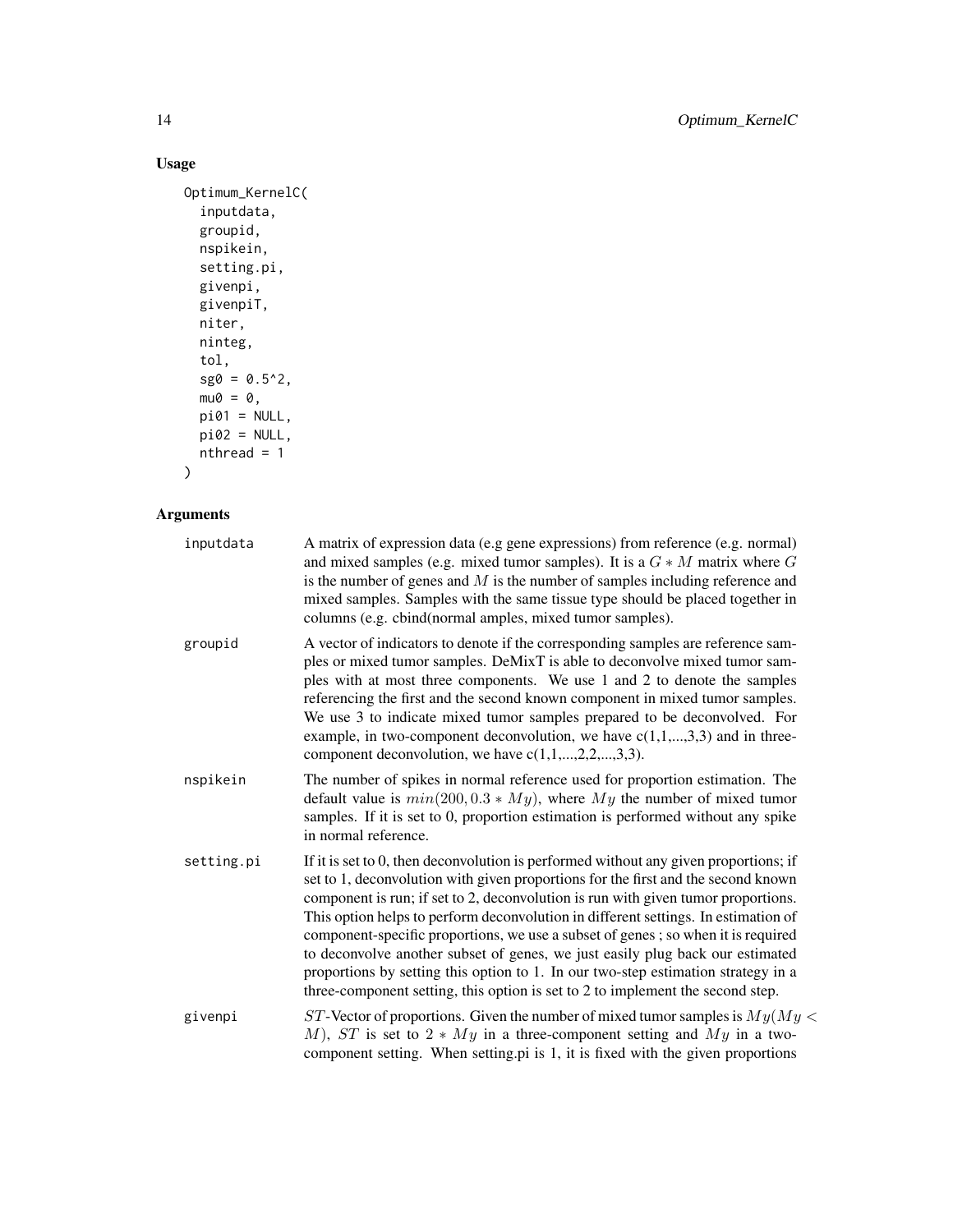## Usage

```
Optimum_KernelC(
  inputdata,
  groupid,
  nspikein,
  setting.pi,
  givenpi,
  givenpiT,
  niter,
  ninteg,
  tol,
  sg0 = 0.5^2,
  mu0 = 0,
  pi01 = NULL,
  pi02 = NULL,
  nthread = 1
)
```

## Arguments

| | |
|---|---|
| inputdata | A matrix of expression data (e.g gene expressions) from reference (e.g. normal) and mixed samples (e.g. mixed tumor samples). It is a $G * M$ matrix where $G$ is the number of genes and $M$ is the number of samples including reference and mixed samples. Samples with the same tissue type should be placed together in columns (e.g. cbind(normal amples, mixed tumor samples). |
| groupid | A vector of indicators to denote if the corresponding samples are reference samples or mixed tumor samples. DeMixT is able to deconvolve mixed tumor samples with at most three components. We use 1 and 2 to denote the samples referencing the first and the second known component in mixed tumor samples. We use 3 to indicate mixed tumor samples prepared to be deconvolved. For example, in two-component deconvolution, we have c(1,1,...,3,3) and in three-component deconvolution, we have c(1,1,...,2,2,...,3,3). |
| nspikein | The number of spikes in normal reference used for proportion estimation. The default value is $min(200, 0.3 * My)$, where $My$ the number of mixed tumor samples. If it is set to 0, proportion estimation is performed without any spike in normal reference. |
| setting.pi | If it is set to 0, then deconvolution is performed without any given proportions; if set to 1, deconvolution with given proportions for the first and the second known component is run; if set to 2, deconvolution is run with given tumor proportions. This option helps to perform deconvolution in different settings. In estimation of component-specific proportions, we use a subset of genes ; so when it is required to deconvolve another subset of genes, we just easily plug back our estimated proportions by setting this option to 1. In our two-step estimation strategy in a three-component setting, this option is set to 2 to implement the second step. |
| givenpi | $ST$-Vector of proportions. Given the number of mixed tumor samples is $My(My < M)$, $ST$ is set to $2 * My$ in a three-component setting and $My$ in a two-component setting. When setting.pi is 1, it is fixed with the given proportions |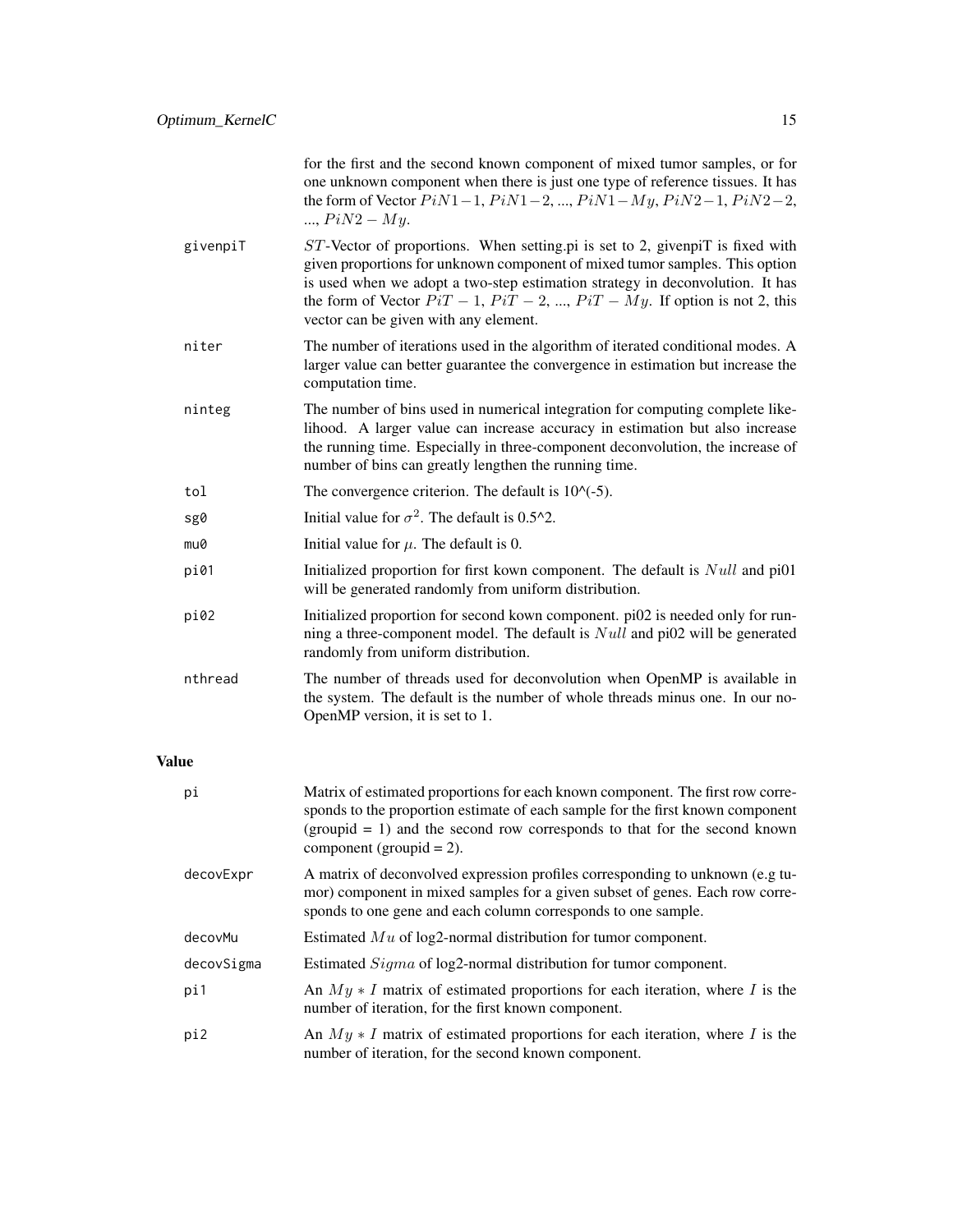| | |
|---|---|
| | for the first and the second known component of mixed tumor samples, or for one unknown component when there is just one type of reference tissues. It has the form of Vector $PiN1-1$, $PiN1-2$, ..., $PiN1-My$, $PiN2-1$, $PiN2-2$, ..., $PiN2-My$. |
| givenpiT | $ST$-Vector of proportions. When setting.pi is set to 2, givenpiT is fixed with given proportions for unknown component of mixed tumor samples. This option is used when we adopt a two-step estimation strategy in deconvolution. It has the form of Vector $PiT-1$, $PiT-2$, ..., $PiT-My$. If option is not 2, this vector can be given with any element. |
| niter | The number of iterations used in the algorithm of iterated conditional modes. A larger value can better guarantee the convergence in estimation but increase the computation time. |
| ninteg | The number of bins used in numerical integration for computing complete likelihood. A larger value can increase accuracy in estimation but also increase the running time. Especially in three-component deconvolution, the increase of number of bins can greatly lengthen the running time. |
| tol | The convergence criterion. The default is 10^(-5). |
| sg0 | Initial value for $\sigma^2$. The default is 0.5^2. |
| mu0 | Initial value for $\mu$. The default is 0. |
| pi01 | Initialized proportion for first kown component. The default is $Null$ and pi01 will be generated randomly from uniform distribution. |
| pi02 | Initialized proportion for second kown component. pi02 is needed only for running a three-component model. The default is $Null$ and pi02 will be generated randomly from uniform distribution. |
| nthread | The number of threads used for deconvolution when OpenMP is available in the system. The default is the number of whole threads minus one. In our no-OpenMP version, it is set to 1. |

## Value

| | |
|---|---|
| pi | Matrix of estimated proportions for each known component. The first row corresponds to the proportion estimate of each sample for the first known component (groupid = 1) and the second row corresponds to that for the second known component (groupid = 2). |
| decovExpr | A matrix of deconvolved expression profiles corresponding to unknown (e.g tumor) component in mixed samples for a given subset of genes. Each row corresponds to one gene and each column corresponds to one sample. |
| decovMu | Estimated $Mu$ of log2-normal distribution for tumor component. |
| decovSigma | Estimated $Sigma$ of log2-normal distribution for tumor component. |
| pi1 | An $My * I$ matrix of estimated proportions for each iteration, where $I$ is the number of iteration, for the first known component. |
| pi2 | An $My * I$ matrix of estimated proportions for each iteration, where $I$ is the number of iteration, for the second known component. |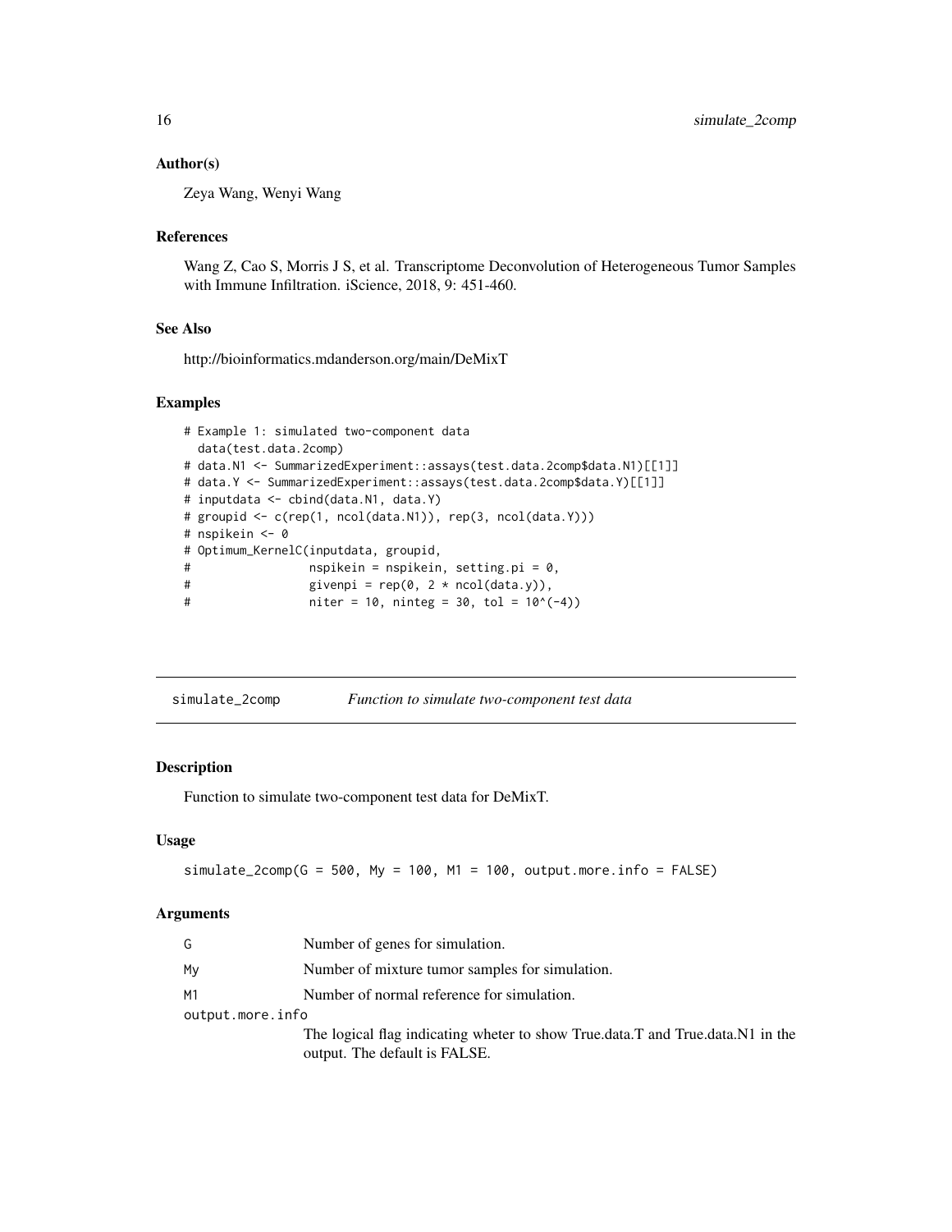### Author(s)

Zeya Wang, Wenyi Wang

### References

Wang Z, Cao S, Morris J S, et al. Transcriptome Deconvolution of Heterogeneous Tumor Samples with Immune Infiltration. iScience, 2018, 9: 451-460.

### See Also

http://bioinformatics.mdanderson.org/main/DeMixT

### Examples

```
# Example 1: simulated two-component data
  data(test.data.2comp)
# data.N1 <- SummarizedExperiment::assays(test.data.2comp$data.N1)[[1]]
# data.Y <- SummarizedExperiment::assays(test.data.2comp$data.Y)[[1]]
# inputdata <- cbind(data.N1, data.Y)
# groupid <- c(rep(1, ncol(data.N1)), rep(3, ncol(data.Y)))
# nspikein <- 0
# Optimum_KernelC(inputdata, groupid,
#                 nspikein = nspikein, setting.pi = 0,
#                 givenpi = rep(0, 2 * ncol(data.y)),
#                 niter = 10, ninteg = 30, tol = 10^(-4))
```

---

## simulate_2comp *Function to simulate two-component test data*

### Description

Function to simulate two-component test data for DeMixT.

### Usage

```
simulate_2comp(G = 500, My = 100, M1 = 100, output.more.info = FALSE)
```

### Arguments

| | |
|---|---|
| G | Number of genes for simulation. |
| My | Number of mixture tumor samples for simulation. |
| M1 | Number of normal reference for simulation. |
| output.more.info | The logical flag indicating wheter to show True.data.T and True.data.N1 in the output. The default is FALSE. |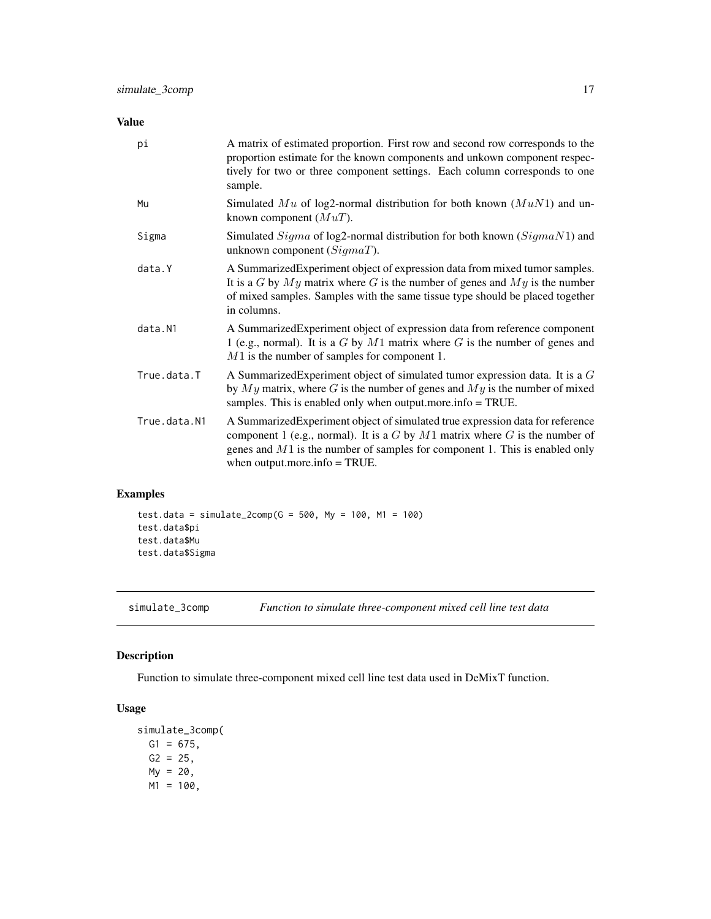## Value

| | |
|---|---|
| pi | A matrix of estimated proportion. First row and second row corresponds to the proportion estimate for the known components and unkown component respectively for two or three component settings. Each column corresponds to one sample. |
| Mu | Simulated $Mu$ of log2-normal distribution for both known ($MuN1$) and unknown component ($MuT$). |
| Sigma | Simulated $Sigma$ of log2-normal distribution for both known ($SigmaN1$) and unknown component ($SigmaT$). |
| data.Y | A SummarizedExperiment object of expression data from mixed tumor samples. It is a $G$ by $My$ matrix where $G$ is the number of genes and $My$ is the number of mixed samples. Samples with the same tissue type should be placed together in columns. |
| data.N1 | A SummarizedExperiment object of expression data from reference component 1 (e.g., normal). It is a $G$ by $M1$ matrix where $G$ is the number of genes and $M1$ is the number of samples for component 1. |
| True.data.T | A SummarizedExperiment object of simulated tumor expression data. It is a $G$ by $My$ matrix, where $G$ is the number of genes and $My$ is the number of mixed samples. This is enabled only when output.more.info = TRUE. |
| True.data.N1 | A SummarizedExperiment object of simulated true expression data for reference component 1 (e.g., normal). It is a $G$ by $M1$ matrix where $G$ is the number of genes and $M1$ is the number of samples for component 1. This is enabled only when output.more.info = TRUE. |

## Examples

```
test.data = simulate_2comp(G = 500, My = 100, M1 = 100)
test.data$pi
test.data$Mu
test.data$Sigma
```

---

# simulate_3comp — *Function to simulate three-component mixed cell line test data*

## Description

Function to simulate three-component mixed cell line test data used in DeMixT function.

## Usage

```
simulate_3comp(
  G1 = 675,
  G2 = 25,
  My = 20,
  M1 = 100,
```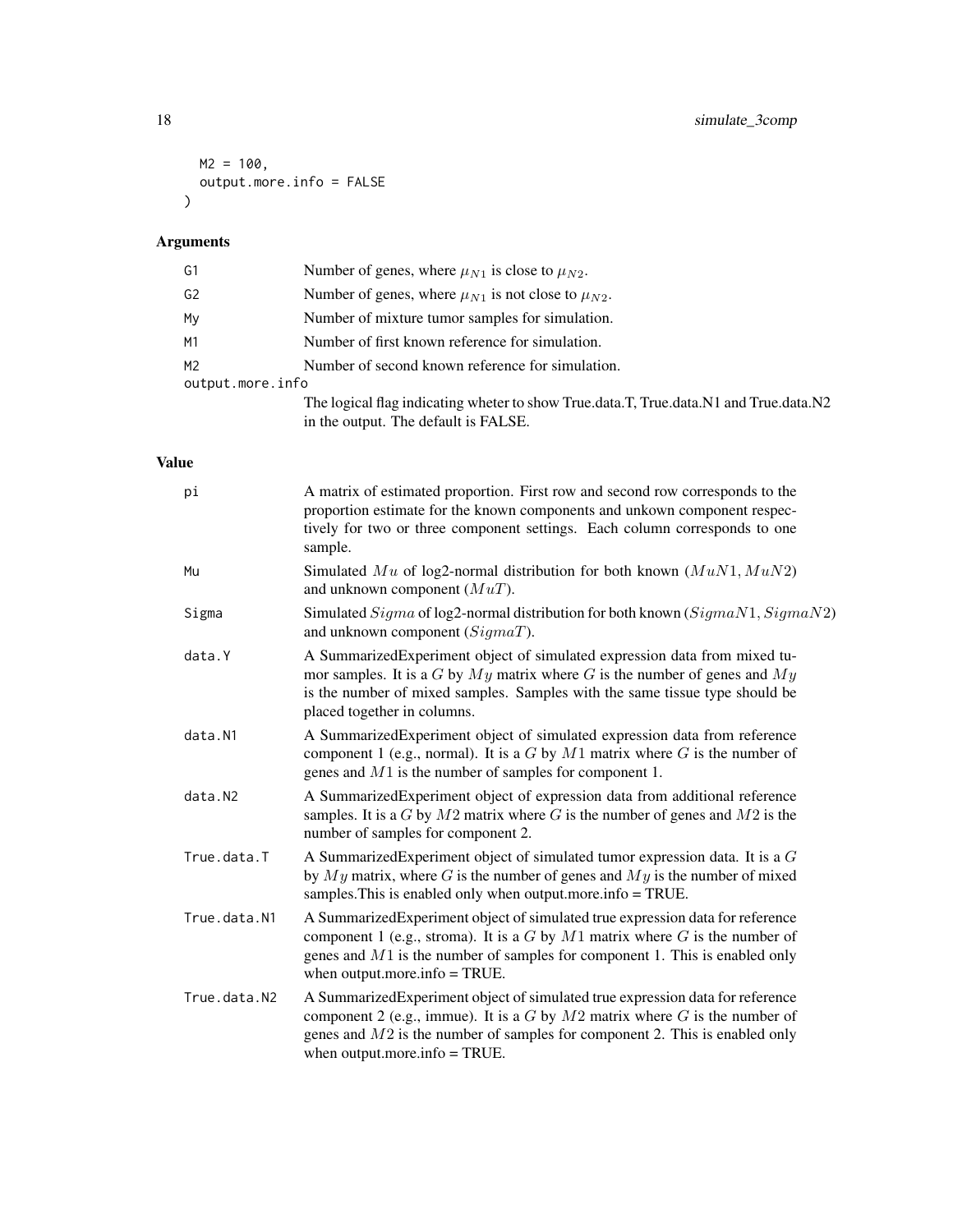```
  M2 = 100,
  output.more.info = FALSE
)
```

## Arguments

| | |
|---|---|
| G1 | Number of genes, where $\mu_{N1}$ is close to $\mu_{N2}$. |
| G2 | Number of genes, where $\mu_{N1}$ is not close to $\mu_{N2}$. |
| My | Number of mixture tumor samples for simulation. |
| M1 | Number of first known reference for simulation. |
| M2 | Number of second known reference for simulation. |
| output.more.info | The logical flag indicating wheter to show True.data.T, True.data.N1 and True.data.N2 in the output. The default is FALSE. |

## Value

| | |
|---|---|
| pi | A matrix of estimated proportion. First row and second row corresponds to the proportion estimate for the known components and unkown component respectively for two or three component settings. Each column corresponds to one sample. |
| Mu | Simulated $Mu$ of log2-normal distribution for both known ($MuN1, MuN2$) and unknown component ($MuT$). |
| Sigma | Simulated $Sigma$ of log2-normal distribution for both known ($SigmaN1, SigmaN2$) and unknown component ($SigmaT$). |
| data.Y | A SummarizedExperiment object of simulated expression data from mixed tumor samples. It is a $G$ by $My$ matrix where $G$ is the number of genes and $My$ is the number of mixed samples. Samples with the same tissue type should be placed together in columns. |
| data.N1 | A SummarizedExperiment object of simulated expression data from reference component 1 (e.g., normal). It is a $G$ by $M1$ matrix where $G$ is the number of genes and $M1$ is the number of samples for component 1. |
| data.N2 | A SummarizedExperiment object of expression data from additional reference samples. It is a $G$ by $M2$ matrix where $G$ is the number of genes and $M2$ is the number of samples for component 2. |
| True.data.T | A SummarizedExperiment object of simulated tumor expression data. It is a $G$ by $My$ matrix, where $G$ is the number of genes and $My$ is the number of mixed samples.This is enabled only when output.more.info = TRUE. |
| True.data.N1 | A SummarizedExperiment object of simulated true expression data for reference component 1 (e.g., stroma). It is a $G$ by $M1$ matrix where $G$ is the number of genes and $M1$ is the number of samples for component 1. This is enabled only when output.more.info = TRUE. |
| True.data.N2 | A SummarizedExperiment object of simulated true expression data for reference component 2 (e.g., immue). It is a $G$ by $M2$ matrix where $G$ is the number of genes and $M2$ is the number of samples for component 2. This is enabled only when output.more.info = TRUE. |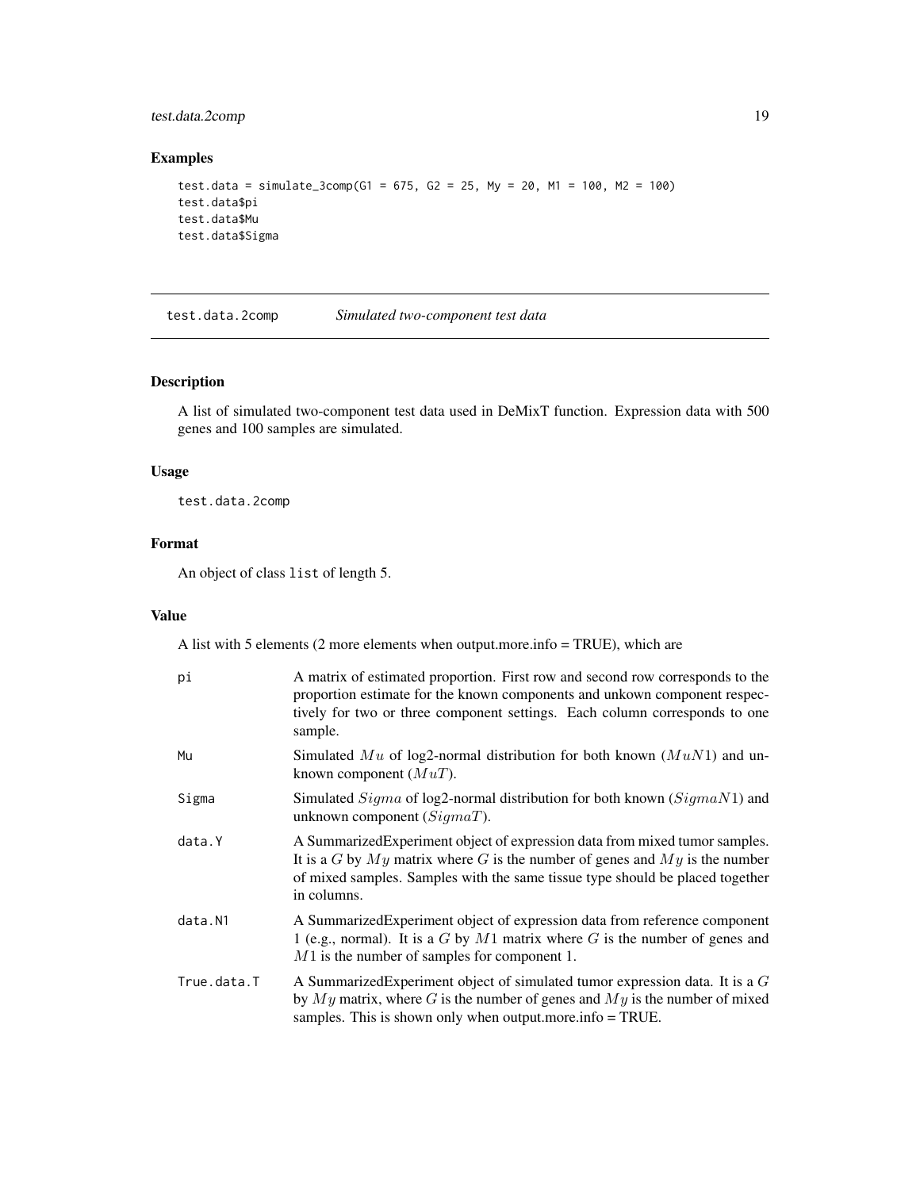### Examples

```
test.data = simulate_3comp(G1 = 675, G2 = 25, My = 20, M1 = 100, M2 = 100)
test.data$pi
test.data$Mu
test.data$Sigma
```

---

## test.data.2comp — *Simulated two-component test data*

### Description

A list of simulated two-component test data used in DeMixT function. Expression data with 500 genes and 100 samples are simulated.

### Usage

```
test.data.2comp
```

### Format

An object of class `list` of length 5.

### Value

A list with 5 elements (2 more elements when output.more.info = TRUE), which are

- **pi**: A matrix of estimated proportion. First row and second row corresponds to the proportion estimate for the known components and unkown component respectively for two or three component settings. Each column corresponds to one sample.
- **Mu**: Simulated $Mu$ of log2-normal distribution for both known ($MuN1$) and unknown component ($MuT$).
- **Sigma**: Simulated $Sigma$ of log2-normal distribution for both known ($SigmaN1$) and unknown component ($SigmaT$).
- **data.Y**: A SummarizedExperiment object of expression data from mixed tumor samples. It is a $G$ by $My$ matrix where $G$ is the number of genes and $My$ is the number of mixed samples. Samples with the same tissue type should be placed together in columns.
- **data.N1**: A SummarizedExperiment object of expression data from reference component 1 (e.g., normal). It is a $G$ by $M1$ matrix where $G$ is the number of genes and $M1$ is the number of samples for component 1.
- **True.data.T**: A SummarizedExperiment object of simulated tumor expression data. It is a $G$ by $My$ matrix, where $G$ is the number of genes and $My$ is the number of mixed samples. This is shown only when output.more.info = TRUE.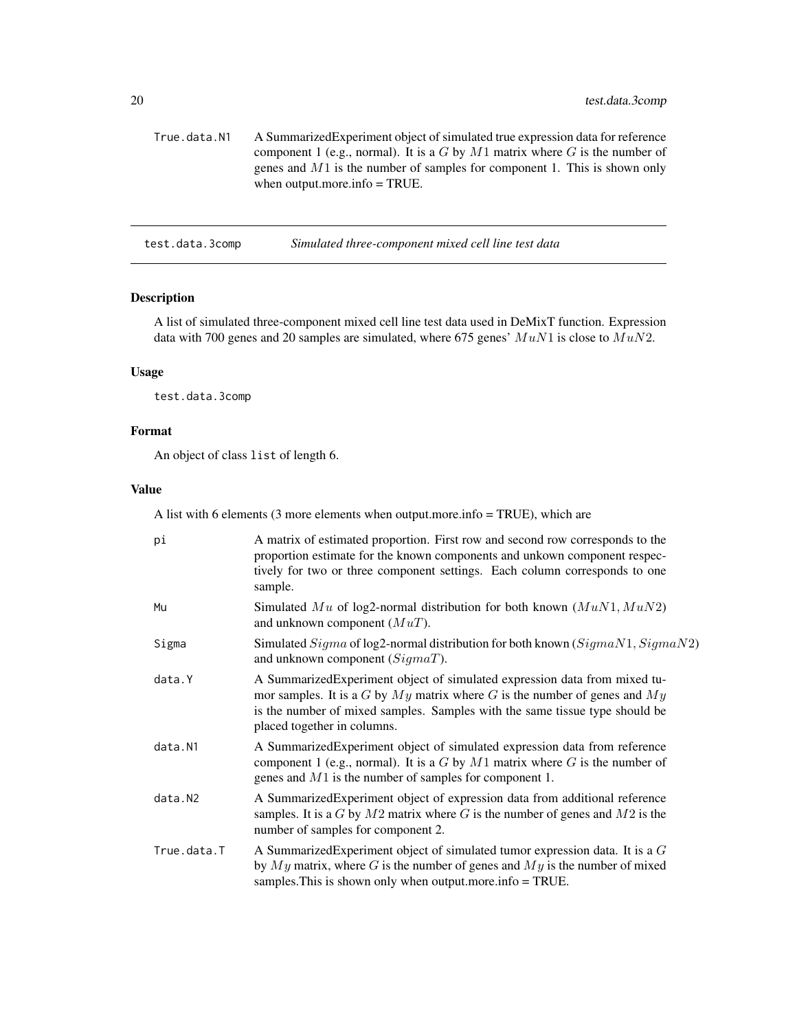True.data.N1
: A SummarizedExperiment object of simulated true expression data for reference component 1 (e.g., normal). It is a $G$ by $M1$ matrix where $G$ is the number of genes and $M1$ is the number of samples for component 1. This is shown only when output.more.info = TRUE.

---

## test.data.3comp — *Simulated three-component mixed cell line test data*

### Description

A list of simulated three-component mixed cell line test data used in DeMixT function. Expression data with 700 genes and 20 samples are simulated, where 675 genes' $MuN1$ is close to $MuN2$.

### Usage

```
test.data.3comp
```

### Format

An object of class `list` of length 6.

### Value

A list with 6 elements (3 more elements when output.more.info = TRUE), which are

| | |
|---|---|
| `pi` | A matrix of estimated proportion. First row and second row corresponds to the proportion estimate for the known components and unkown component respectively for two or three component settings. Each column corresponds to one sample. |
| `Mu` | Simulated $Mu$ of log2-normal distribution for both known ($MuN1$, $MuN2$) and unknown component ($MuT$). |
| `Sigma` | Simulated $Sigma$ of log2-normal distribution for both known ($SigmaN1$, $SigmaN2$) and unknown component ($SigmaT$). |
| `data.Y` | A SummarizedExperiment object of simulated expression data from mixed tumor samples. It is a $G$ by $My$ matrix where $G$ is the number of genes and $My$ is the number of mixed samples. Samples with the same tissue type should be placed together in columns. |
| `data.N1` | A SummarizedExperiment object of simulated expression data from reference component 1 (e.g., normal). It is a $G$ by $M1$ matrix where $G$ is the number of genes and $M1$ is the number of samples for component 1. |
| `data.N2` | A SummarizedExperiment object of expression data from additional reference samples. It is a $G$ by $M2$ matrix where $G$ is the number of genes and $M2$ is the number of samples for component 2. |
| `True.data.T` | A SummarizedExperiment object of simulated tumor expression data. It is a $G$ by $My$ matrix, where $G$ is the number of genes and $My$ is the number of mixed samples.This is shown only when output.more.info = TRUE. |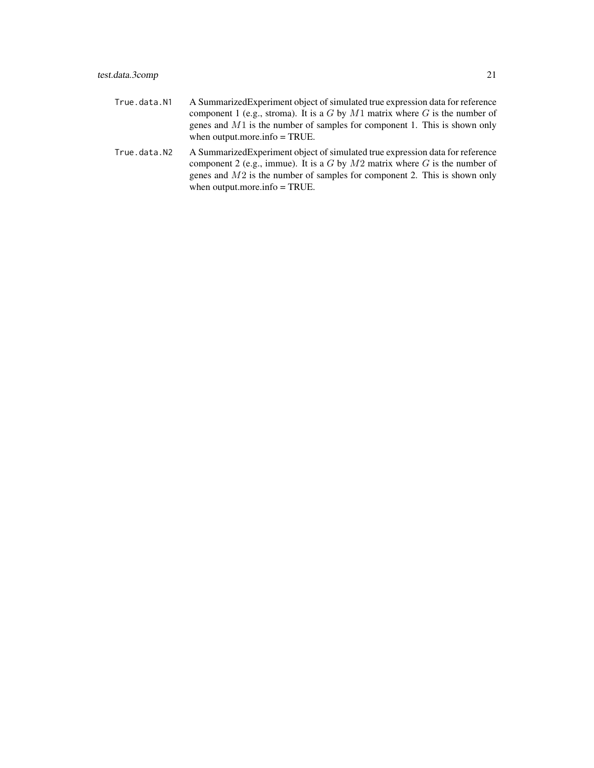True.data.N1 A SummarizedExperiment object of simulated true expression data for reference component 1 (e.g., stroma). It is a $G$ by $M1$ matrix where $G$ is the number of genes and $M1$ is the number of samples for component 1. This is shown only when output.more.info = TRUE.

True.data.N2 A SummarizedExperiment object of simulated true expression data for reference component 2 (e.g., immue). It is a $G$ by $M2$ matrix where $G$ is the number of genes and $M2$ is the number of samples for component 2. This is shown only when output.more.info = TRUE.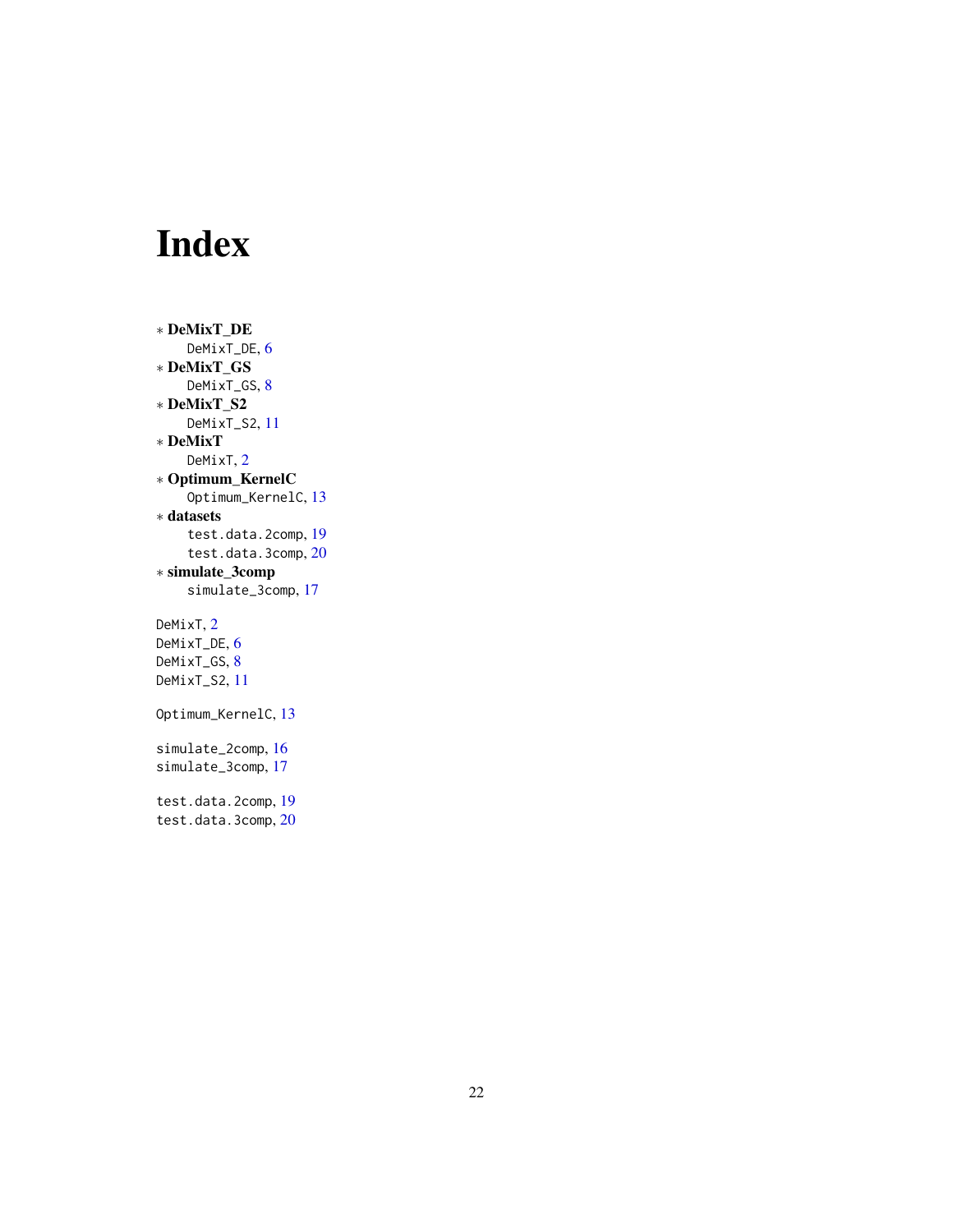# Index

∗ **DeMixT_DE**
  DeMixT_DE, 6

∗ **DeMixT_GS**
  DeMixT_GS, 8

∗ **DeMixT_S2**
  DeMixT_S2, 11

∗ **DeMixT**
  DeMixT, 2

∗ **Optimum_KernelC**
  Optimum_KernelC, 13

∗ **datasets**
  test.data.2comp, 19
  test.data.3comp, 20

∗ **simulate_3comp**
  simulate_3comp, 17

DeMixT, 2
DeMixT_DE, 6
DeMixT_GS, 8
DeMixT_S2, 11

Optimum_KernelC, 13

simulate_2comp, 16
simulate_3comp, 17

test.data.2comp, 19
test.data.3comp, 20